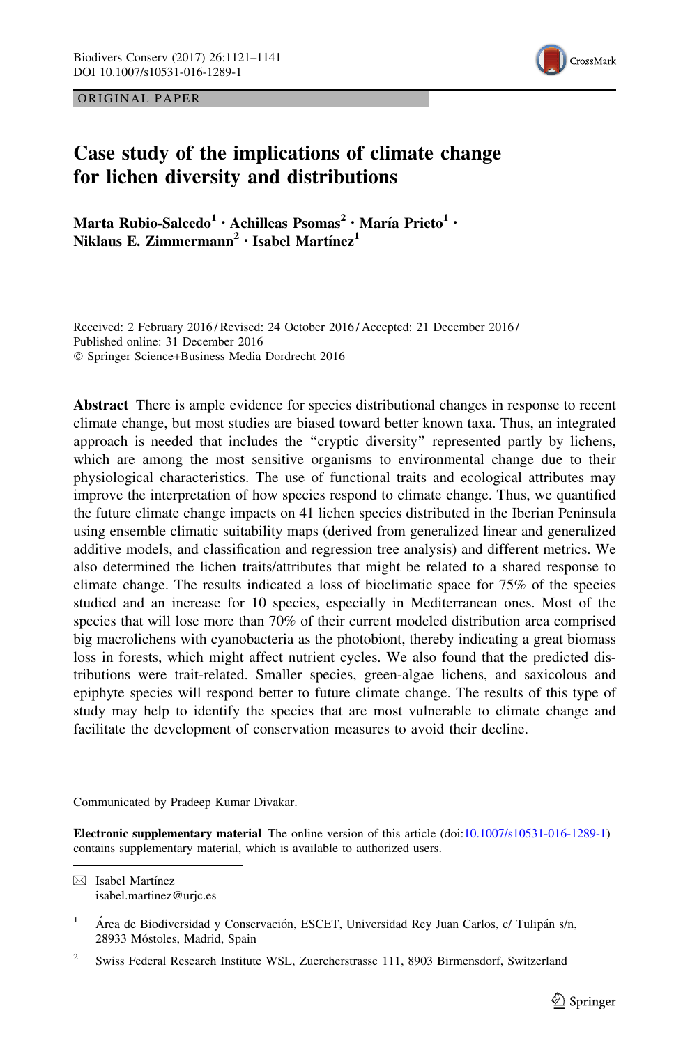ORIGINAL PAPER

# Case study of the implications of climate change for lichen diversity and distributions

**Marta Rubio-Salcedo[1] · Achilleas Psomas[2] · María Prieto[1] · Niklaus E. Zimmermann[2] · Isabel Martínez[1]**

Received: 2 February 2016 / Revised: 24 October 2016 / Accepted: 21 December 2016 / Published online: 31 December 2016
© Springer Science+Business Media Dordrecht 2016

**Abstract** There is ample evidence for species distributional changes in response to recent climate change, but most studies are biased toward better known taxa. Thus, an integrated approach is needed that includes the "cryptic diversity" represented partly by lichens, which are among the most sensitive organisms to environmental change due to their physiological characteristics. The use of functional traits and ecological attributes may improve the interpretation of how species respond to climate change. Thus, we quantified the future climate change impacts on 41 lichen species distributed in the Iberian Peninsula using ensemble climatic suitability maps (derived from generalized linear and generalized additive models, and classification and regression tree analysis) and different metrics. We also determined the lichen traits/attributes that might be related to a shared response to climate change. The results indicated a loss of bioclimatic space for 75% of the species studied and an increase for 10 species, especially in Mediterranean ones. Most of the species that will lose more than 70% of their current modeled distribution area comprised big macrolichens with cyanobacteria as the photobiont, thereby indicating a great biomass loss in forests, which might affect nutrient cycles. We also found that the predicted distributions were trait-related. Smaller species, green-algae lichens, and saxicolous and epiphyte species will respond better to future climate change. The results of this type of study may help to identify the species that are most vulnerable to climate change and facilitate the development of conservation measures to avoid their decline.

---

Communicated by Pradeep Kumar Divakar.

**Electronic supplementary material** The online version of this article (doi:10.1007/s10531-016-1289-1) contains supplementary material, which is available to authorized users.

✉ Isabel Martínez
isabel.martinez@urjc.es

[1] Área de Biodiversidad y Conservación, ESCET, Universidad Rey Juan Carlos, c/ Tulipán s/n, 28933 Móstoles, Madrid, Spain

[2] Swiss Federal Research Institute WSL, Zuercherstrasse 111, 8903 Birmensdorf, Switzerland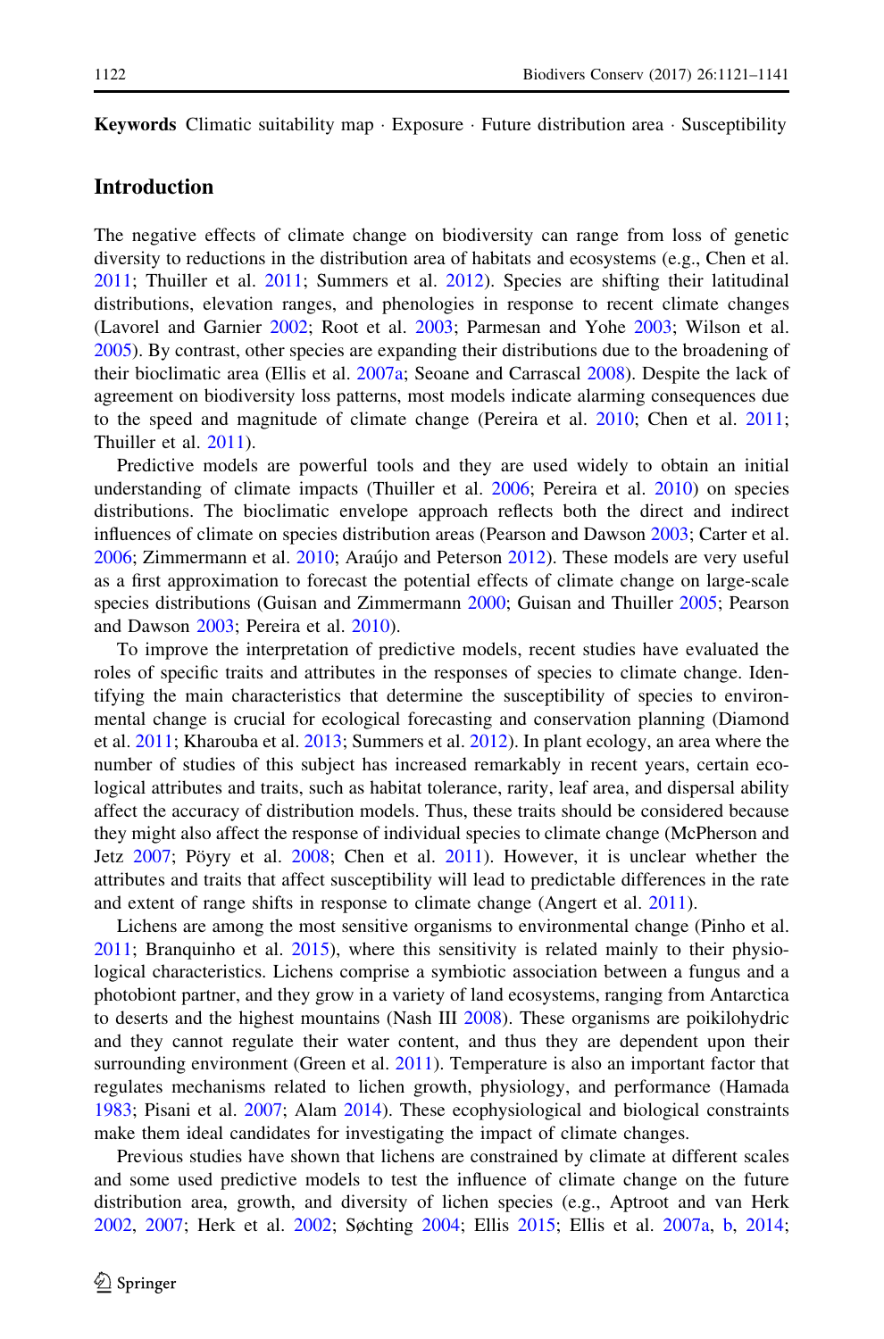**Keywords** Climatic suitability map · Exposure · Future distribution area · Susceptibility

## Introduction

The negative effects of climate change on biodiversity can range from loss of genetic diversity to reductions in the distribution area of habitats and ecosystems (e.g., Chen et al. 2011; Thuiller et al. 2011; Summers et al. 2012). Species are shifting their latitudinal distributions, elevation ranges, and phenologies in response to recent climate changes (Lavorel and Garnier 2002; Root et al. 2003; Parmesan and Yohe 2003; Wilson et al. 2005). By contrast, other species are expanding their distributions due to the broadening of their bioclimatic area (Ellis et al. 2007a; Seoane and Carrascal 2008). Despite the lack of agreement on biodiversity loss patterns, most models indicate alarming consequences due to the speed and magnitude of climate change (Pereira et al. 2010; Chen et al. 2011; Thuiller et al. 2011).

Predictive models are powerful tools and they are used widely to obtain an initial understanding of climate impacts (Thuiller et al. 2006; Pereira et al. 2010) on species distributions. The bioclimatic envelope approach reflects both the direct and indirect influences of climate on species distribution areas (Pearson and Dawson 2003; Carter et al. 2006; Zimmermann et al. 2010; Araújo and Peterson 2012). These models are very useful as a first approximation to forecast the potential effects of climate change on large-scale species distributions (Guisan and Zimmermann 2000; Guisan and Thuiller 2005; Pearson and Dawson 2003; Pereira et al. 2010).

To improve the interpretation of predictive models, recent studies have evaluated the roles of specific traits and attributes in the responses of species to climate change. Identifying the main characteristics that determine the susceptibility of species to environmental change is crucial for ecological forecasting and conservation planning (Diamond et al. 2011; Kharouba et al. 2013; Summers et al. 2012). In plant ecology, an area where the number of studies of this subject has increased remarkably in recent years, certain ecological attributes and traits, such as habitat tolerance, rarity, leaf area, and dispersal ability affect the accuracy of distribution models. Thus, these traits should be considered because they might also affect the response of individual species to climate change (McPherson and Jetz 2007; Pöyry et al. 2008; Chen et al. 2011). However, it is unclear whether the attributes and traits that affect susceptibility will lead to predictable differences in the rate and extent of range shifts in response to climate change (Angert et al. 2011).

Lichens are among the most sensitive organisms to environmental change (Pinho et al. 2011; Branquinho et al. 2015), where this sensitivity is related mainly to their physiological characteristics. Lichens comprise a symbiotic association between a fungus and a photobiont partner, and they grow in a variety of land ecosystems, ranging from Antarctica to deserts and the highest mountains (Nash III 2008). These organisms are poikilohydric and they cannot regulate their water content, and thus they are dependent upon their surrounding environment (Green et al. 2011). Temperature is also an important factor that regulates mechanisms related to lichen growth, physiology, and performance (Hamada 1983; Pisani et al. 2007; Alam 2014). These ecophysiological and biological constraints make them ideal candidates for investigating the impact of climate changes.

Previous studies have shown that lichens are constrained by climate at different scales and some used predictive models to test the influence of climate change on the future distribution area, growth, and diversity of lichen species (e.g., Aptroot and van Herk 2002, 2007; Herk et al. 2002; Søchting 2004; Ellis 2015; Ellis et al. 2007a, b, 2014;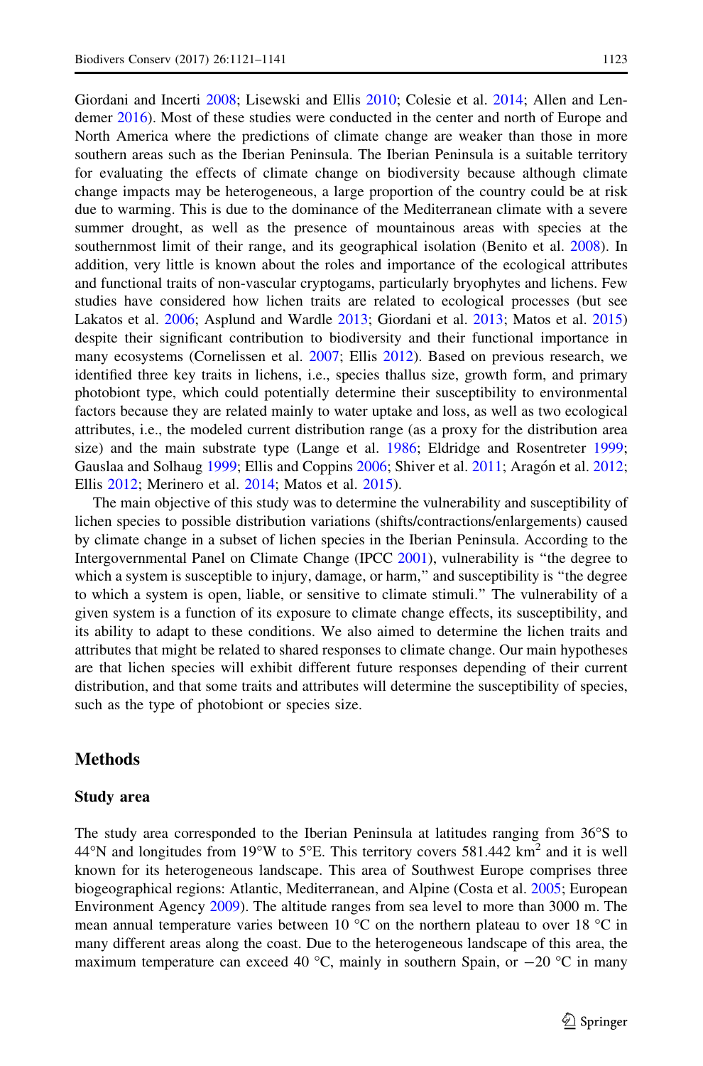Giordani and Incerti 2008; Lisewski and Ellis 2010; Colesie et al. 2014; Allen and Lendemer 2016). Most of these studies were conducted in the center and north of Europe and North America where the predictions of climate change are weaker than those in more southern areas such as the Iberian Peninsula. The Iberian Peninsula is a suitable territory for evaluating the effects of climate change on biodiversity because although climate change impacts may be heterogeneous, a large proportion of the country could be at risk due to warming. This is due to the dominance of the Mediterranean climate with a severe summer drought, as well as the presence of mountainous areas with species at the southernmost limit of their range, and its geographical isolation (Benito et al. 2008). In addition, very little is known about the roles and importance of the ecological attributes and functional traits of non-vascular cryptogams, particularly bryophytes and lichens. Few studies have considered how lichen traits are related to ecological processes (but see Lakatos et al. 2006; Asplund and Wardle 2013; Giordani et al. 2013; Matos et al. 2015) despite their significant contribution to biodiversity and their functional importance in many ecosystems (Cornelissen et al. 2007; Ellis 2012). Based on previous research, we identified three key traits in lichens, i.e., species thallus size, growth form, and primary photobiont type, which could potentially determine their susceptibility to environmental factors because they are related mainly to water uptake and loss, as well as two ecological attributes, i.e., the modeled current distribution range (as a proxy for the distribution area size) and the main substrate type (Lange et al. 1986; Eldridge and Rosentreter 1999; Gauslaa and Solhaug 1999; Ellis and Coppins 2006; Shiver et al. 2011; Aragón et al. 2012; Ellis 2012; Merinero et al. 2014; Matos et al. 2015).

The main objective of this study was to determine the vulnerability and susceptibility of lichen species to possible distribution variations (shifts/contractions/enlargements) caused by climate change in a subset of lichen species in the Iberian Peninsula. According to the Intergovernmental Panel on Climate Change (IPCC 2001), vulnerability is "the degree to which a system is susceptible to injury, damage, or harm," and susceptibility is "the degree to which a system is open, liable, or sensitive to climate stimuli." The vulnerability of a given system is a function of its exposure to climate change effects, its susceptibility, and its ability to adapt to these conditions. We also aimed to determine the lichen traits and attributes that might be related to shared responses to climate change. Our main hypotheses are that lichen species will exhibit different future responses depending of their current distribution, and that some traits and attributes will determine the susceptibility of species, such as the type of photobiont or species size.

## Methods

### Study area

The study area corresponded to the Iberian Peninsula at latitudes ranging from 36°S to 44°N and longitudes from 19°W to 5°E. This territory covers 581.442 km$^2$ and it is well known for its heterogeneous landscape. This area of Southwest Europe comprises three biogeographical regions: Atlantic, Mediterranean, and Alpine (Costa et al. 2005; European Environment Agency 2009). The altitude ranges from sea level to more than 3000 m. The mean annual temperature varies between 10 °C on the northern plateau to over 18 °C in many different areas along the coast. Due to the heterogeneous landscape of this area, the maximum temperature can exceed 40 °C, mainly in southern Spain, or −20 °C in many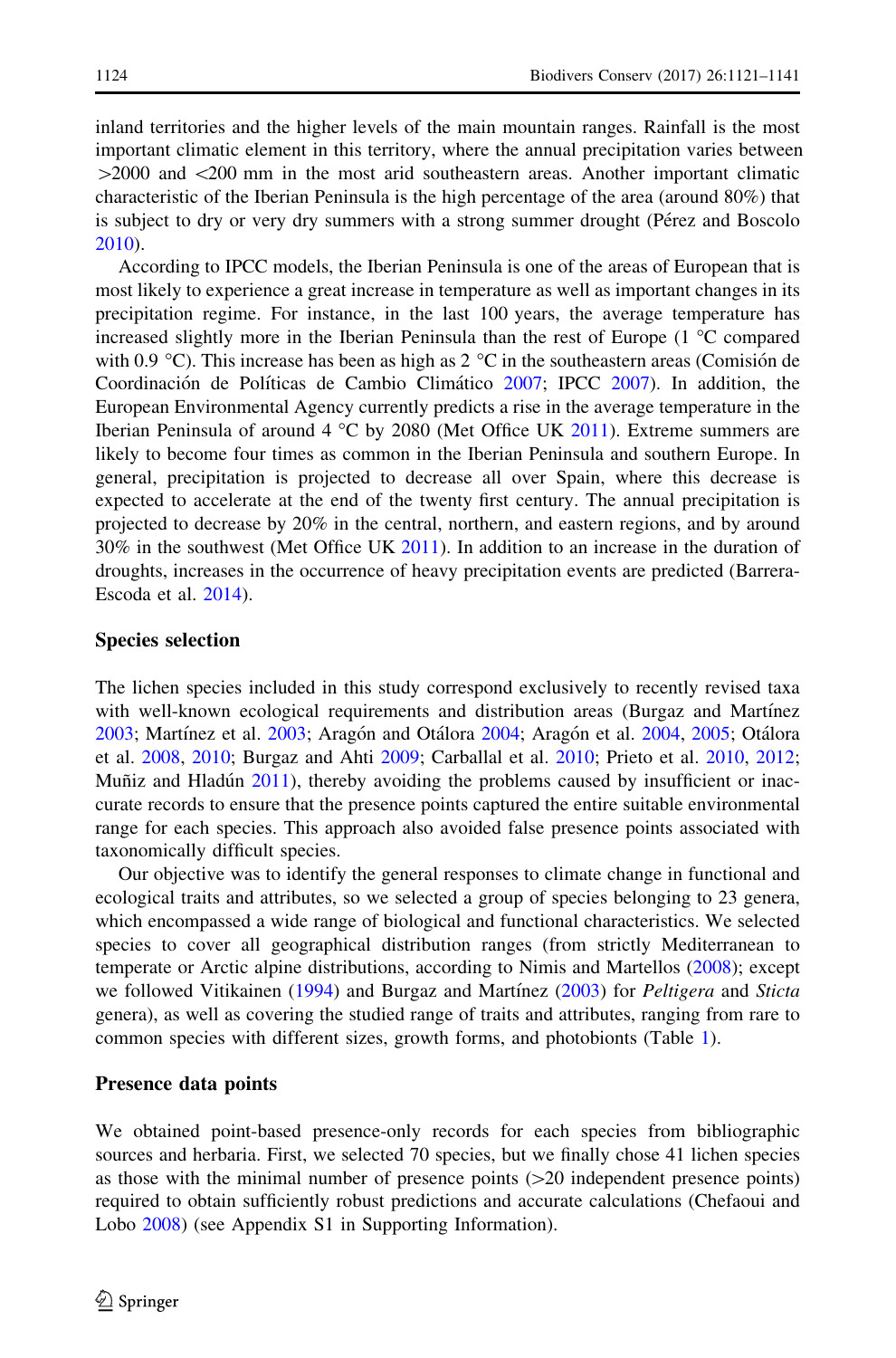inland territories and the higher levels of the main mountain ranges. Rainfall is the most important climatic element in this territory, where the annual precipitation varies between >2000 and <200 mm in the most arid southeastern areas. Another important climatic characteristic of the Iberian Peninsula is the high percentage of the area (around 80%) that is subject to dry or very dry summers with a strong summer drought (Pérez and Boscolo 2010).

According to IPCC models, the Iberian Peninsula is one of the areas of European that is most likely to experience a great increase in temperature as well as important changes in its precipitation regime. For instance, in the last 100 years, the average temperature has increased slightly more in the Iberian Peninsula than the rest of Europe (1 °C compared with 0.9 °C). This increase has been as high as 2 °C in the southeastern areas (Comisión de Coordinación de Políticas de Cambio Climático 2007; IPCC 2007). In addition, the European Environmental Agency currently predicts a rise in the average temperature in the Iberian Peninsula of around 4 °C by 2080 (Met Office UK 2011). Extreme summers are likely to become four times as common in the Iberian Peninsula and southern Europe. In general, precipitation is projected to decrease all over Spain, where this decrease is expected to accelerate at the end of the twenty first century. The annual precipitation is projected to decrease by 20% in the central, northern, and eastern regions, and by around 30% in the southwest (Met Office UK 2011). In addition to an increase in the duration of droughts, increases in the occurrence of heavy precipitation events are predicted (Barrera-Escoda et al. 2014).

## Species selection

The lichen species included in this study correspond exclusively to recently revised taxa with well-known ecological requirements and distribution areas (Burgaz and Martínez 2003; Martínez et al. 2003; Aragón and Otálora 2004; Aragón et al. 2004, 2005; Otálora et al. 2008, 2010; Burgaz and Ahti 2009; Carballal et al. 2010; Prieto et al. 2010, 2012; Muñiz and Hladún 2011), thereby avoiding the problems caused by insufficient or inaccurate records to ensure that the presence points captured the entire suitable environmental range for each species. This approach also avoided false presence points associated with taxonomically difficult species.

Our objective was to identify the general responses to climate change in functional and ecological traits and attributes, so we selected a group of species belonging to 23 genera, which encompassed a wide range of biological and functional characteristics. We selected species to cover all geographical distribution ranges (from strictly Mediterranean to temperate or Arctic alpine distributions, according to Nimis and Martellos (2008); except we followed Vitikainen (1994) and Burgaz and Martínez (2003) for *Peltigera* and *Sticta* genera), as well as covering the studied range of traits and attributes, ranging from rare to common species with different sizes, growth forms, and photobionts (Table 1).

## Presence data points

We obtained point-based presence-only records for each species from bibliographic sources and herbaria. First, we selected 70 species, but we finally chose 41 lichen species as those with the minimal number of presence points (>20 independent presence points) required to obtain sufficiently robust predictions and accurate calculations (Chefaoui and Lobo 2008) (see Appendix S1 in Supporting Information).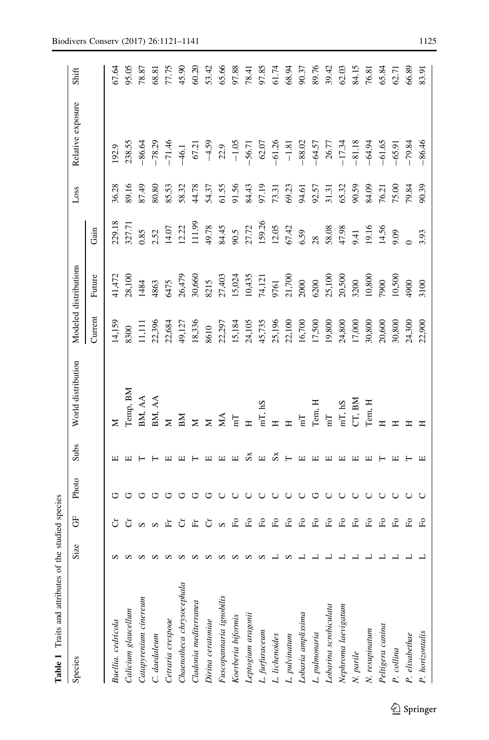**Table 1** Traits and attributes of the studied species

| Species | Size | GF | Photo | Subs | World distribution | Modeled distributions | | Gain | Loss | Relative exposure | Shift |
|---|---|---|---|---|---|---|---|---|---|---|---|
| | | | | | | Current | Future | | | | |
| *Buellia. cedricola* | S | Cr | G | E | M | 14,159 | 41,472 | 229.18 | 36.28 | 192.9 | 67.64 |
| *Calicium glaucellum* | S | Cr | G | E | Temp, BM | 8300 | 28,100 | 327.71 | 89.16 | 238.55 | 95.05 |
| *Catapyrenium cinereum* | S | S | G | T | BM, AA | 11,111 | 1484 | 0.85 | 87.49 | −86.64 | 78.87 |
| *C. daedaleum* | S | S | G | T | BM, AA | 22,396 | 4863 | 2.52 | 80.80 | −78.29 | 68.81 |
| *Cetraria crespoae* | S | Fr | G | E | M | 22,684 | 6475 | 14.07 | 85.53 | −71.46 | 77.75 |
| *Chaenotheca chrysocephala* | S | Cr | G | E | BM | 49,127 | 26,479 | 12.22 | 58.32 | −46.1 | 45.90 |
| *Cladonia mediterranea* | S | Fr | G | T | M | 18,336 | 30,660 | 111.99 | 44.78 | 67.21 | 60.20 |
| *Dirina ceratoniae* | S | Cr | G | E | M | 8610 | 8215 | 49.78 | 54.37 | −4.59 | 53.42 |
| *Fuscopannaria ignobilis* | S | S | C | E | MA | 22,297 | 27,403 | 84.45 | 61.55 | 22.9 | 65.66 |
| *Koerberia biformis* | S | Fo | C | E | mT | 15,184 | 15,024 | 90.5 | 91.56 | −1.05 | 97.88 |
| *Leptogium aragonii* | S | Fo | C | Sx | H | 24,105 | 10,435 | 27.72 | 84.43 | −56.71 | 78.41 |
| *L. furfuraceum* | S | Fo | C | E | mT, hS | 45,735 | 74,121 | 159.26 | 97.19 | 62.07 | 97.85 |
| *L. lichenoides* | L | Fo | C | Sx | H | 25,196 | 9761 | 12.05 | 73.31 | −61.26 | 61.74 |
| *L. pulvinatum* | S | Fo | C | T | H | 22,100 | 21,700 | 67.42 | 69.23 | −1.81 | 68.94 |
| *Lobaria amplissima* | L | Fo | C | E | mT | 16,700 | 2000 | 6.59 | 94.61 | −88.02 | 90.37 |
| *L. pulmonaria* | L | Fo | G | E | Tem, H | 17,500 | 6200 | 28 | 92.57 | −64.57 | 89.76 |
| *Lobarina scrobiculata* | L | Fo | C | E | mT | 19,800 | 25,100 | 58.08 | 31.31 | 26.77 | 39.42 |
| *Nephroma laevigatum* | L | Fo | C | E | mT, hS | 24,800 | 20,500 | 47.98 | 65.32 | −17.34 | 62.03 |
| *N. parile* | L | Fo | C | E | CT, BM | 17,000 | 3200 | 9.41 | 90.59 | −81.18 | 84.15 |
| *N. resupinatum* | L | Fo | C | E | Tem, H | 30,800 | 10,800 | 19.16 | 84.09 | −64.94 | 76.81 |
| *Peltigera canina* | L | Fo | C | T | H | 20,600 | 7900 | 14.56 | 76.21 | −61.65 | 65.84 |
| *P. collina* | L | Fo | C | E | H | 30,800 | 10,500 | 9.09 | 75.00 | −65.91 | 62.71 |
| *P. elisabethae* | L | Fo | C | T | H | 24,300 | 4900 | 0 | 79.84 | −79.84 | 66.89 |
| *P. horizontalis* | L | Fo | C | E | H | 22,900 | 3100 | 3.93 | 90.39 | −86.46 | 83.91 |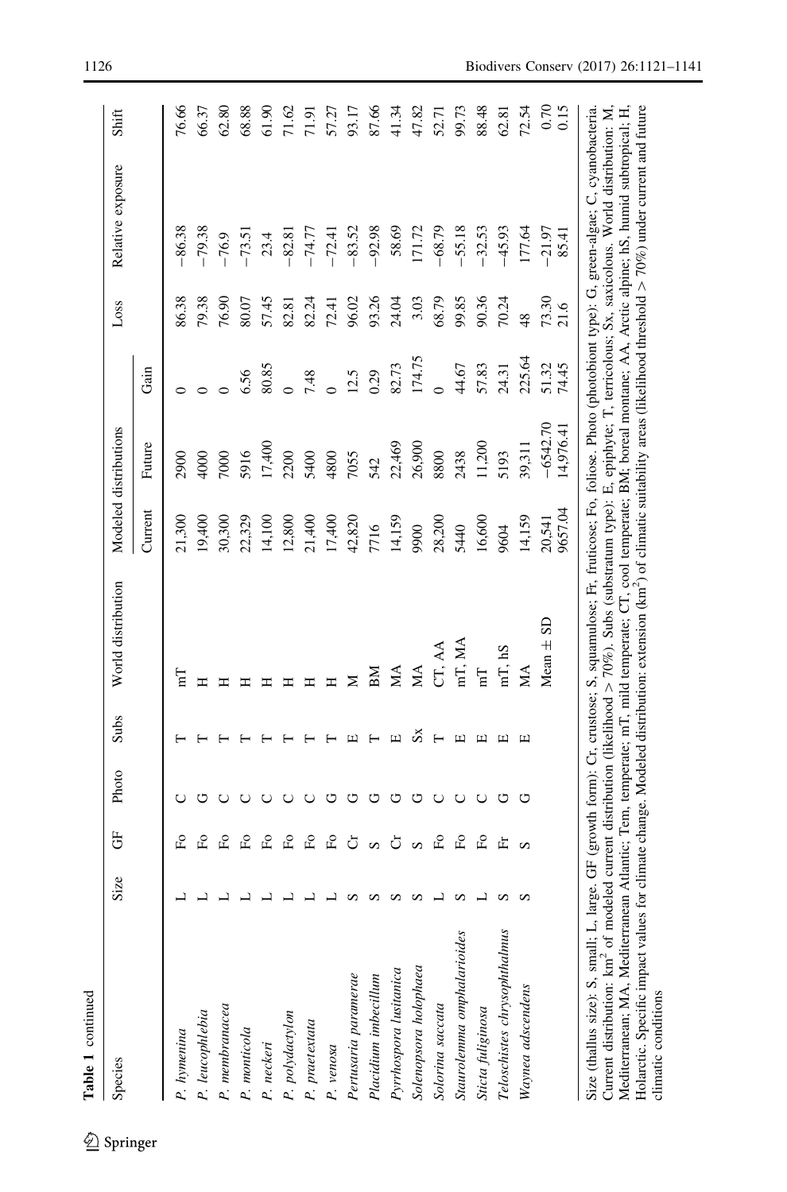**Table 1** continued

| Species | Size | GF | Photo | Subs | World distribution | Modeled distributions | | | Loss | Relative exposure | Shift |
|---|---|---|---|---|---|---|---|---|---|---|---|
| | | | | | | Current | Future | Gain | | | |
| *P. hymenina* | L | Fo | C | T | mT | 21,300 | 2900 | 0 | 86.38 | −86.38 | 76.66 |
| *P. leucophlebia* | L | Fo | G | T | H | 19,400 | 4000 | 0 | 79.38 | −79.38 | 66.37 |
| *P. membranacea* | L | Fo | C | T | H | 30,300 | 7000 | 0 | 76.90 | −76.9 | 62.80 |
| *P. monticola* | L | Fo | C | T | H | 22,329 | 5916 | 6.56 | 80.07 | −73.51 | 68.88 |
| *P. neckeri* | L | Fo | C | T | H | 14,100 | 17,400 | 80.85 | 57.45 | 23.4 | 61.90 |
| *P. polydactylon* | L | Fo | C | T | H | 12,800 | 2200 | 0 | 82.81 | −82.81 | 71.62 |
| *P. praetextata* | L | Fo | C | T | H | 21,400 | 5400 | 7.48 | 82.24 | −74.77 | 71.91 |
| *P. venosa* | L | Fo | G | T | H | 17,400 | 4800 | 0 | 72.41 | −72.41 | 57.27 |
| *Pertusaria paramerae* | S | Cr | G | E | M | 42,820 | 7055 | 12.5 | 96.02 | −83.52 | 93.17 |
| *Placidium imbecillum* | S | S | G | T | BM | 7716 | 542 | 0.29 | 93.26 | −92.98 | 87.66 |
| *Pyrrhospora lusitanica* | S | Cr | G | E | MA | 14,159 | 22,469 | 82.73 | 24.04 | 58.69 | 41.34 |
| *Solenopsora holophaea* | S | S | G | Sx | MA | 9900 | 26,900 | 174.75 | 3.03 | 171.72 | 47.82 |
| *Solorina saccata* | L | Fo | C | T | CT, AA | 28,200 | 8800 | 0 | 68.79 | −68.79 | 52.71 |
| *Staurolemma omphalarioides* | S | Fo | C | E | mT, MA | 5440 | 2438 | 44.67 | 99.85 | −55.18 | 99.73 |
| *Sticta fuliginosa* | L | Fo | C | E | mT | 16,600 | 11,200 | 57.83 | 90.36 | −32.53 | 88.48 |
| *Teloschistes chrysophthalmus* | S | Fr | G | E | mT, hS | 9604 | 5193 | 24.31 | 70.24 | −45.93 | 62.81 |
| *Waynea adscendens* | S | S | G | E | MA | 14,159 | 39,311 | 225.64 | 48 | 177.64 | 72.54 |
| | | | | | Mean ± SD | 20,541<br>9657.04 | −6542.70<br>14,976.41 | 51.32<br>74.45 | 73.30<br>21.6 | −21.97<br>85.41 | 0.70<br>0.15 |

Size (thallus size): S, small; L, large. GF (growth form): Cr, crustose; S, squamulose; Fr, fruticose; Fo, foliose. Photo (photobiont type): G, green-algae; C, cyanobacteria. Current distribution: $km^2$ of modeled current distribution (likelihood > 70%). Subs (substratum type): E, epiphyte; T, terricolous; Sx, saxicolous. World distribution: M, Mediterranean; MA, Mediterranean Atlantic; Tem, temperate; mT, mild temperate; CT, cool temperate; BM, boreal montane; AA, Arctic alpine; hS, humid subtropical; H, Holarctic. Specific impact values for climate change. Modeled distribution: extension ($km^2$) of climatic suitability areas (likelihood threshold > 70%) under current and future climatic conditions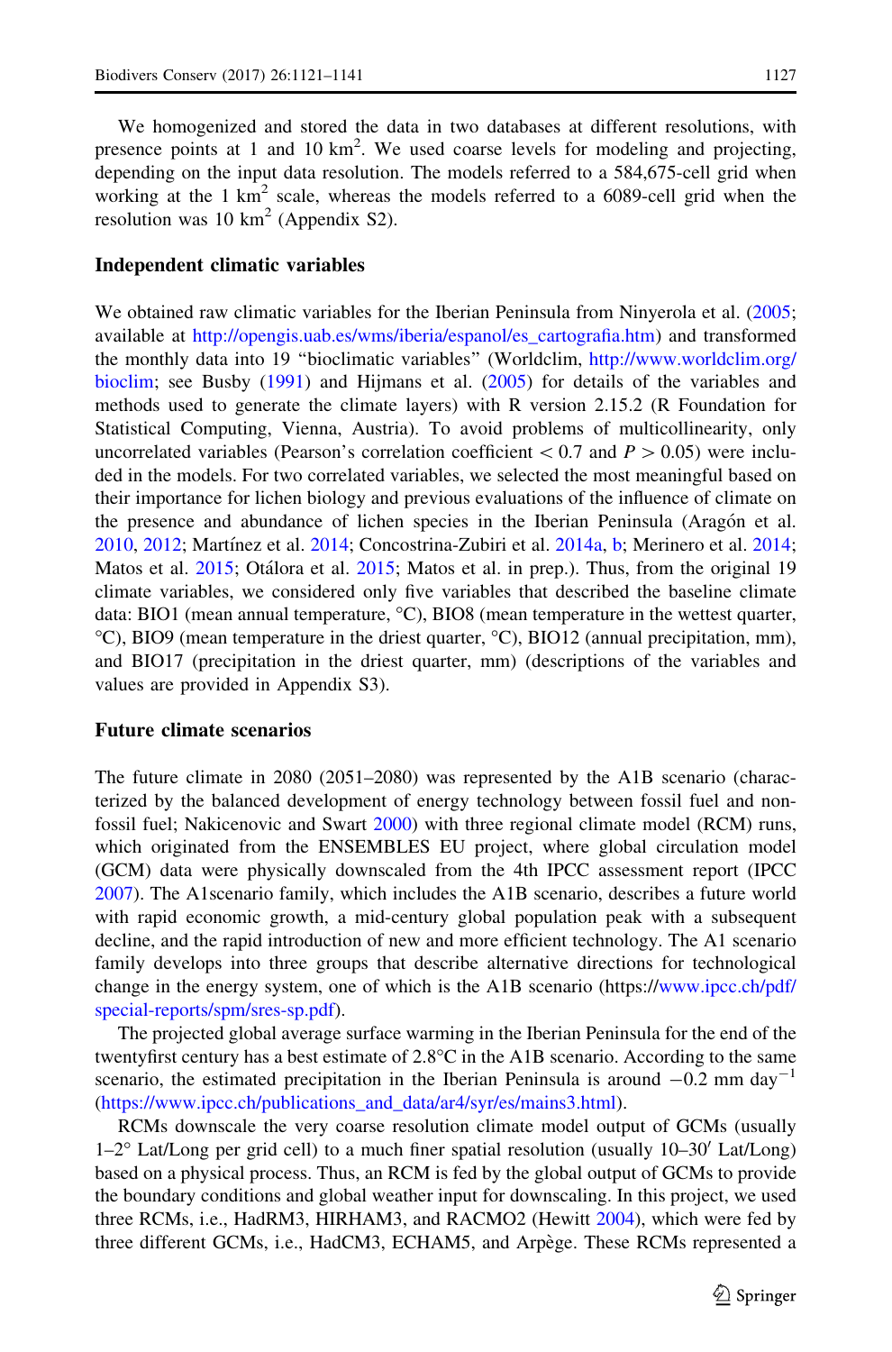We homogenized and stored the data in two databases at different resolutions, with presence points at 1 and 10 $km^2$. We used coarse levels for modeling and projecting, depending on the input data resolution. The models referred to a 584,675-cell grid when working at the 1 $km^2$ scale, whereas the models referred to a 6089-cell grid when the resolution was 10 $km^2$ (Appendix S2).

## Independent climatic variables

We obtained raw climatic variables for the Iberian Peninsula from Ninyerola et al. (2005; available at http://opengis.uab.es/wms/iberia/espanol/es_cartografia.htm) and transformed the monthly data into 19 "bioclimatic variables" (Worldclim, http://www.worldclim.org/bioclim; see Busby (1991) and Hijmans et al. (2005) for details of the variables and methods used to generate the climate layers) with R version 2.15.2 (R Foundation for Statistical Computing, Vienna, Austria). To avoid problems of multicollinearity, only uncorrelated variables (Pearson's correlation coefficient $< 0.7$ and $P > 0.05$) were included in the models. For two correlated variables, we selected the most meaningful based on their importance for lichen biology and previous evaluations of the influence of climate on the presence and abundance of lichen species in the Iberian Peninsula (Aragón et al. 2010, 2012; Martínez et al. 2014; Concostrina-Zubiri et al. 2014a, b; Merinero et al. 2014; Matos et al. 2015; Otálora et al. 2015; Matos et al. in prep.). Thus, from the original 19 climate variables, we considered only five variables that described the baseline climate data: BIO1 (mean annual temperature, °C), BIO8 (mean temperature in the wettest quarter, °C), BIO9 (mean temperature in the driest quarter, °C), BIO12 (annual precipitation, mm), and BIO17 (precipitation in the driest quarter, mm) (descriptions of the variables and values are provided in Appendix S3).

## Future climate scenarios

The future climate in 2080 (2051–2080) was represented by the A1B scenario (characterized by the balanced development of energy technology between fossil fuel and non-fossil fuel; Nakicenovic and Swart 2000) with three regional climate model (RCM) runs, which originated from the ENSEMBLES EU project, where global circulation model (GCM) data were physically downscaled from the 4th IPCC assessment report (IPCC 2007). The A1scenario family, which includes the A1B scenario, describes a future world with rapid economic growth, a mid-century global population peak with a subsequent decline, and the rapid introduction of new and more efficient technology. The A1 scenario family develops into three groups that describe alternative directions for technological change in the energy system, one of which is the A1B scenario (https://www.ipcc.ch/pdf/special-reports/spm/sres-sp.pdf).

The projected global average surface warming in the Iberian Peninsula for the end of the twentyfirst century has a best estimate of 2.8°C in the A1B scenario. According to the same scenario, the estimated precipitation in the Iberian Peninsula is around $-0.2$ mm $day^{-1}$ (https://www.ipcc.ch/publications_and_data/ar4/syr/es/mains3.html).

RCMs downscale the very coarse resolution climate model output of GCMs (usually 1–2° Lat/Long per grid cell) to a much finer spatial resolution (usually 10–30′ Lat/Long) based on a physical process. Thus, an RCM is fed by the global output of GCMs to provide the boundary conditions and global weather input for downscaling. In this project, we used three RCMs, i.e., HadRM3, HIRHAM3, and RACMO2 (Hewitt 2004), which were fed by three different GCMs, i.e., HadCM3, ECHAM5, and Arpège. These RCMs represented a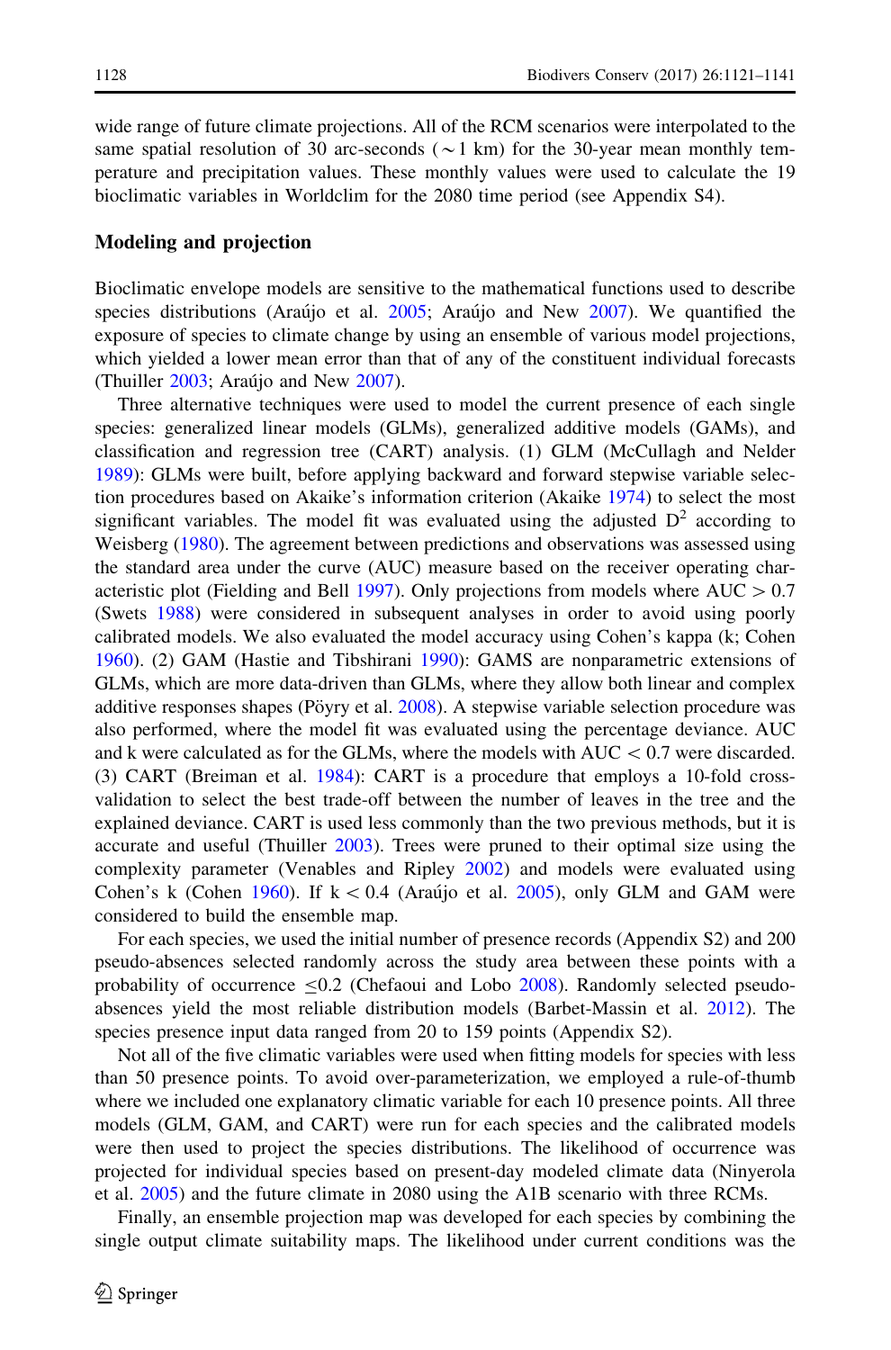wide range of future climate projections. All of the RCM scenarios were interpolated to the same spatial resolution of 30 arc-seconds ($\sim$1 km) for the 30-year mean monthly temperature and precipitation values. These monthly values were used to calculate the 19 bioclimatic variables in Worldclim for the 2080 time period (see Appendix S4).

## Modeling and projection

Bioclimatic envelope models are sensitive to the mathematical functions used to describe species distributions (Araújo et al. 2005; Araújo and New 2007). We quantified the exposure of species to climate change by using an ensemble of various model projections, which yielded a lower mean error than that of any of the constituent individual forecasts (Thuiller 2003; Araújo and New 2007).

Three alternative techniques were used to model the current presence of each single species: generalized linear models (GLMs), generalized additive models (GAMs), and classification and regression tree (CART) analysis. (1) GLM (McCullagh and Nelder 1989): GLMs were built, before applying backward and forward stepwise variable selection procedures based on Akaike's information criterion (Akaike 1974) to select the most significant variables. The model fit was evaluated using the adjusted $D^2$ according to Weisberg (1980). The agreement between predictions and observations was assessed using the standard area under the curve (AUC) measure based on the receiver operating characteristic plot (Fielding and Bell 1997). Only projections from models where AUC $> 0.7$ (Swets 1988) were considered in subsequent analyses in order to avoid using poorly calibrated models. We also evaluated the model accuracy using Cohen's kappa (k; Cohen 1960). (2) GAM (Hastie and Tibshirani 1990): GAMS are nonparametric extensions of GLMs, which are more data-driven than GLMs, where they allow both linear and complex additive responses shapes (Pöyry et al. 2008). A stepwise variable selection procedure was also performed, where the model fit was evaluated using the percentage deviance. AUC and k were calculated as for the GLMs, where the models with AUC $< 0.7$ were discarded. (3) CART (Breiman et al. 1984): CART is a procedure that employs a 10-fold cross-validation to select the best trade-off between the number of leaves in the tree and the explained deviance. CART is used less commonly than the two previous methods, but it is accurate and useful (Thuiller 2003). Trees were pruned to their optimal size using the complexity parameter (Venables and Ripley 2002) and models were evaluated using Cohen's k (Cohen 1960). If k $< 0.4$ (Araújo et al. 2005), only GLM and GAM were considered to build the ensemble map.

For each species, we used the initial number of presence records (Appendix S2) and 200 pseudo-absences selected randomly across the study area between these points with a probability of occurrence $\leq 0.2$ (Chefaoui and Lobo 2008). Randomly selected pseudo-absences yield the most reliable distribution models (Barbet-Massin et al. 2012). The species presence input data ranged from 20 to 159 points (Appendix S2).

Not all of the five climatic variables were used when fitting models for species with less than 50 presence points. To avoid over-parameterization, we employed a rule-of-thumb where we included one explanatory climatic variable for each 10 presence points. All three models (GLM, GAM, and CART) were run for each species and the calibrated models were then used to project the species distributions. The likelihood of occurrence was projected for individual species based on present-day modeled climate data (Ninyerola et al. 2005) and the future climate in 2080 using the A1B scenario with three RCMs.

Finally, an ensemble projection map was developed for each species by combining the single output climate suitability maps. The likelihood under current conditions was the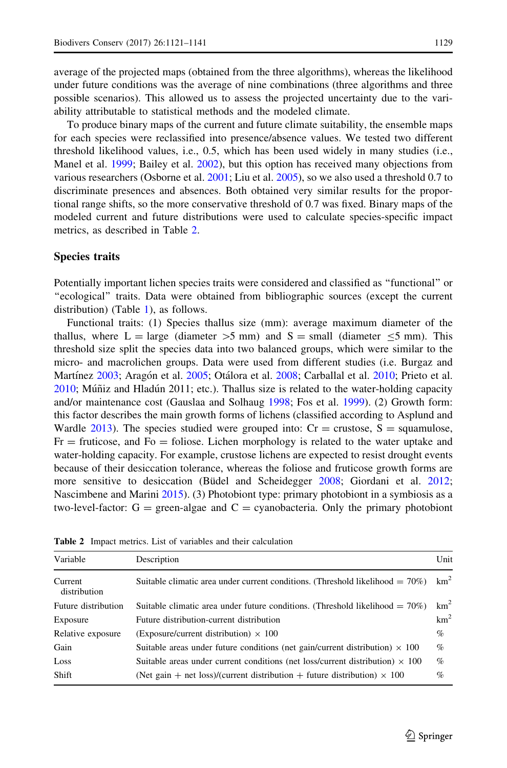average of the projected maps (obtained from the three algorithms), whereas the likelihood under future conditions was the average of nine combinations (three algorithms and three possible scenarios). This allowed us to assess the projected uncertainty due to the variability attributable to statistical methods and the modeled climate.

To produce binary maps of the current and future climate suitability, the ensemble maps for each species were reclassified into presence/absence values. We tested two different threshold likelihood values, i.e., 0.5, which has been used widely in many studies (i.e., Manel et al. 1999; Bailey et al. 2002), but this option has received many objections from various researchers (Osborne et al. 2001; Liu et al. 2005), so we also used a threshold 0.7 to discriminate presences and absences. Both obtained very similar results for the proportional range shifts, so the more conservative threshold of 0.7 was fixed. Binary maps of the modeled current and future distributions were used to calculate species-specific impact metrics, as described in Table 2.

## Species traits

Potentially important lichen species traits were considered and classified as "functional" or "ecological" traits. Data were obtained from bibliographic sources (except the current distribution) (Table 1), as follows.

Functional traits: (1) Species thallus size (mm): average maximum diameter of the thallus, where L = large (diameter >5 mm) and S = small (diameter ≤5 mm). This threshold size split the species data into two balanced groups, which were similar to the micro- and macrolichen groups. Data were used from different studies (i.e. Burgaz and Martínez 2003; Aragón et al. 2005; Otálora et al. 2008; Carballal et al. 2010; Prieto et al. 2010; Múñiz and Hladún 2011; etc.). Thallus size is related to the water-holding capacity and/or maintenance cost (Gauslaa and Solhaug 1998; Fos et al. 1999). (2) Growth form: this factor describes the main growth forms of lichens (classified according to Asplund and Wardle 2013). The species studied were grouped into: Cr = crustose, S = squamulose, Fr = fruticose, and Fo = foliose. Lichen morphology is related to the water uptake and water-holding capacity. For example, crustose lichens are expected to resist drought events because of their desiccation tolerance, whereas the foliose and fruticose growth forms are more sensitive to desiccation (Büdel and Scheidegger 2008; Giordani et al. 2012; Nascimbene and Marini 2015). (3) Photobiont type: primary photobiont in a symbiosis as a two-level-factor: G = green-algae and C = cyanobacteria. Only the primary photobiont

**Table 2** Impact metrics. List of variables and their calculation

| Variable | Description | Unit |
|---|---|---|
| Current distribution | Suitable climatic area under current conditions. (Threshold likelihood = 70%) | $km^2$ |
| Future distribution | Suitable climatic area under future conditions. (Threshold likelihood = 70%) | $km^2$ |
| Exposure | Future distribution-current distribution | $km^2$ |
| Relative exposure | (Exposure/current distribution) × 100 | % |
| Gain | Suitable areas under future conditions (net gain/current distribution) × 100 | % |
| Loss | Suitable areas under current conditions (net loss/current distribution) × 100 | % |
| Shift | (Net gain + net loss)/(current distribution + future distribution) × 100 | % |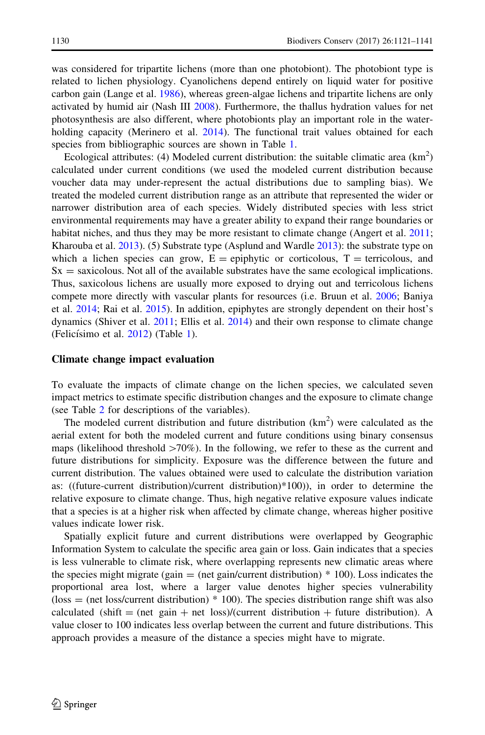was considered for tripartite lichens (more than one photobiont). The photobiont type is related to lichen physiology. Cyanolichens depend entirely on liquid water for positive carbon gain (Lange et al. 1986), whereas green-algae lichens and tripartite lichens are only activated by humid air (Nash III 2008). Furthermore, the thallus hydration values for net photosynthesis are also different, where photobionts play an important role in the water-holding capacity (Merinero et al. 2014). The functional trait values obtained for each species from bibliographic sources are shown in Table 1.

Ecological attributes: (4) Modeled current distribution: the suitable climatic area ($km^2$) calculated under current conditions (we used the modeled current distribution because voucher data may under-represent the actual distributions due to sampling bias). We treated the modeled current distribution range as an attribute that represented the wider or narrower distribution area of each species. Widely distributed species with less strict environmental requirements may have a greater ability to expand their range boundaries or habitat niches, and thus they may be more resistant to climate change (Angert et al. 2011; Kharouba et al. 2013). (5) Substrate type (Asplund and Wardle 2013): the substrate type on which a lichen species can grow, E = epiphytic or corticolous, T = terricolous, and Sx = saxicolous. Not all of the available substrates have the same ecological implications. Thus, saxicolous lichens are usually more exposed to drying out and terricolous lichens compete more directly with vascular plants for resources (i.e. Bruun et al. 2006; Baniya et al. 2014; Rai et al. 2015). In addition, epiphytes are strongly dependent on their host's dynamics (Shiver et al. 2011; Ellis et al. 2014) and their own response to climate change (Felicísimo et al. 2012) (Table 1).

## Climate change impact evaluation

To evaluate the impacts of climate change on the lichen species, we calculated seven impact metrics to estimate specific distribution changes and the exposure to climate change (see Table 2 for descriptions of the variables).

The modeled current distribution and future distribution ($km^2$) were calculated as the aerial extent for both the modeled current and future conditions using binary consensus maps (likelihood threshold >70%). In the following, we refer to these as the current and future distributions for simplicity. Exposure was the difference between the future and current distribution. The values obtained were used to calculate the distribution variation as: ((future-current distribution)/current distribution)*100)), in order to determine the relative exposure to climate change. Thus, high negative relative exposure values indicate that a species is at a higher risk when affected by climate change, whereas higher positive values indicate lower risk.

Spatially explicit future and current distributions were overlapped by Geographic Information System to calculate the specific area gain or loss. Gain indicates that a species is less vulnerable to climate risk, where overlapping represents new climatic areas where the species might migrate (gain = (net gain/current distribution) * 100). Loss indicates the proportional area lost, where a larger value denotes higher species vulnerability (loss = (net loss/current distribution) * 100). The species distribution range shift was also calculated (shift = (net gain + net loss)/(current distribution + future distribution). A value closer to 100 indicates less overlap between the current and future distributions. This approach provides a measure of the distance a species might have to migrate.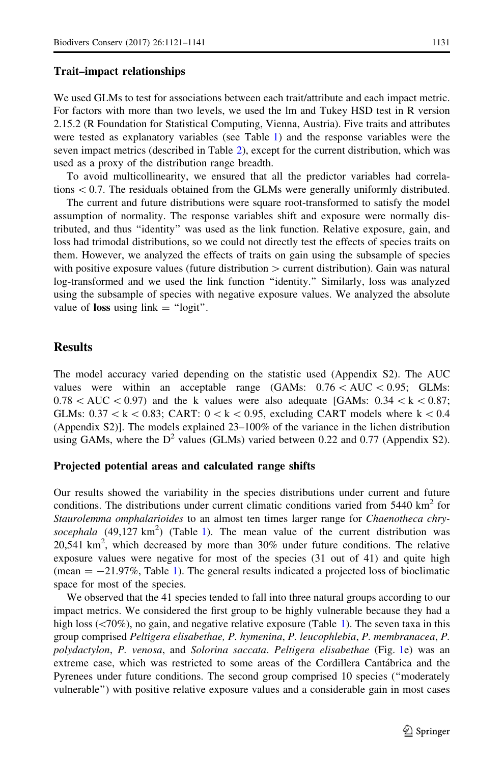### Trait–impact relationships

We used GLMs to test for associations between each trait/attribute and each impact metric. For factors with more than two levels, we used the lm and Tukey HSD test in R version 2.15.2 (R Foundation for Statistical Computing, Vienna, Austria). Five traits and attributes were tested as explanatory variables (see Table 1) and the response variables were the seven impact metrics (described in Table 2), except for the current distribution, which was used as a proxy of the distribution range breadth.

To avoid multicollinearity, we ensured that all the predictor variables had correlations $< 0.7$. The residuals obtained from the GLMs were generally uniformly distributed.

The current and future distributions were square root-transformed to satisfy the model assumption of normality. The response variables shift and exposure were normally distributed, and thus "identity" was used as the link function. Relative exposure, gain, and loss had trimodal distributions, so we could not directly test the effects of species traits on them. However, we analyzed the effects of traits on gain using the subsample of species with positive exposure values (future distribution > current distribution). Gain was natural log-transformed and we used the link function "identity." Similarly, loss was analyzed using the subsample of species with negative exposure values. We analyzed the absolute value of **loss** using link = "logit".

## Results

The model accuracy varied depending on the statistic used (Appendix S2). The AUC values were within an acceptable range (GAMs: $0.76 < \text{AUC} < 0.95$; GLMs: $0.78 < \text{AUC} < 0.97$) and the k values were also adequate [GAMs: $0.34 < k < 0.87$; GLMs: $0.37 < k < 0.83$; CART: $0 < k < 0.95$, excluding CART models where $k < 0.4$ (Appendix S2)]. The models explained 23–100% of the variance in the lichen distribution using GAMs, where the $D^2$ values (GLMs) varied between 0.22 and 0.77 (Appendix S2).

### Projected potential areas and calculated range shifts

Our results showed the variability in the species distributions under current and future conditions. The distributions under current climatic conditions varied from 5440 $km^2$ for *Staurolemma omphalarioides* to an almost ten times larger range for *Chaenotheca chrysocephala* (49,127 $km^2$) (Table 1). The mean value of the current distribution was 20,541 $km^2$, which decreased by more than 30% under future conditions. The relative exposure values were negative for most of the species (31 out of 41) and quite high (mean = −21.97%, Table 1). The general results indicated a projected loss of bioclimatic space for most of the species.

We observed that the 41 species tended to fall into three natural groups according to our impact metrics. We considered the first group to be highly vulnerable because they had a high loss (<70%), no gain, and negative relative exposure (Table 1). The seven taxa in this group comprised *Peltigera elisabethae, P. hymenina*, *P. leucophlebia*, *P. membranacea*, *P. polydactylon*, *P. venosa*, and *Solorina saccata*. *Peltigera elisabethae* (Fig. 1e) was an extreme case, which was restricted to some areas of the Cordillera Cantábrica and the Pyrenees under future conditions. The second group comprised 10 species ("moderately vulnerable") with positive relative exposure values and a considerable gain in most cases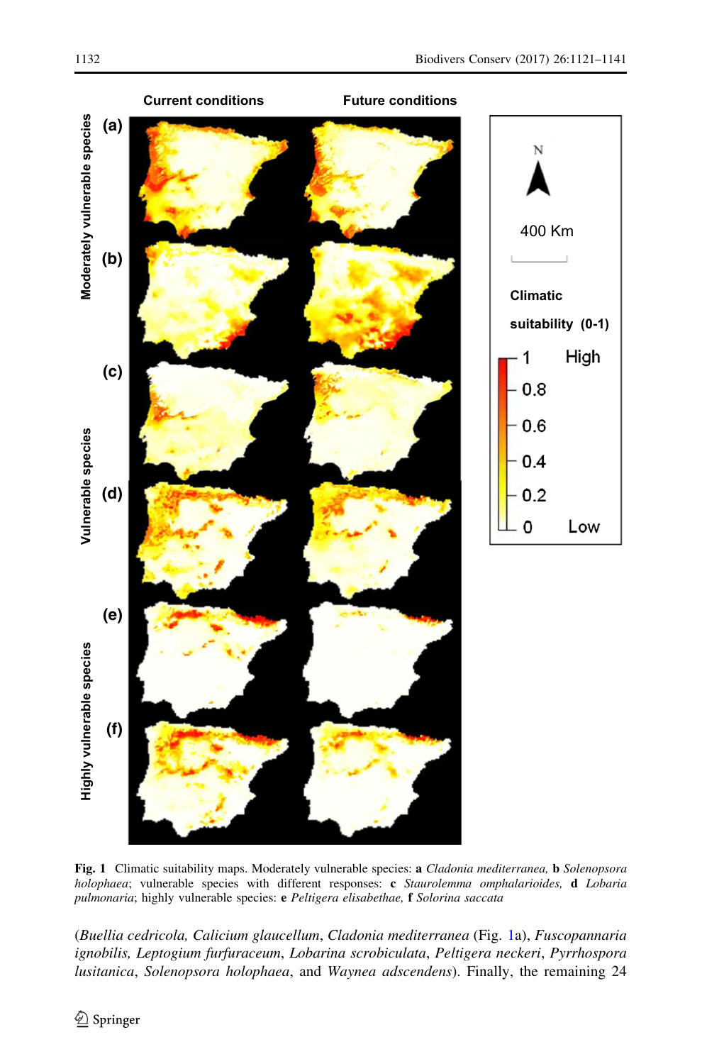Current conditions

Future conditions

Moderately vulnerable species

(a)

(b)

(c)

Vulnerable species

(d)

(e)

Highly vulnerable species

(f)

N

400 Km

Climatic suitability (0-1)

1 High

0.8

0.6

0.4

0.2

0 Low

**Fig. 1** Climatic suitability maps. Moderately vulnerable species: **a** *Cladonia mediterranea,* **b** *Solenopsora holophaea*; vulnerable species with different responses: **c** *Staurolemma omphalarioides,* **d** *Lobaria pulmonaria*; highly vulnerable species: **e** *Peltigera elisabethae,* **f** *Solorina saccata*

(*Buellia cedricola, Calicium glaucellum*, *Cladonia mediterranea* (Fig. 1a), *Fuscopannaria ignobilis, Leptogium furfuraceum*, *Lobarina scrobiculata*, *Peltigera neckeri*, *Pyrrhospora lusitanica*, *Solenopsora holophaea*, and *Waynea adscendens*). Finally, the remaining 24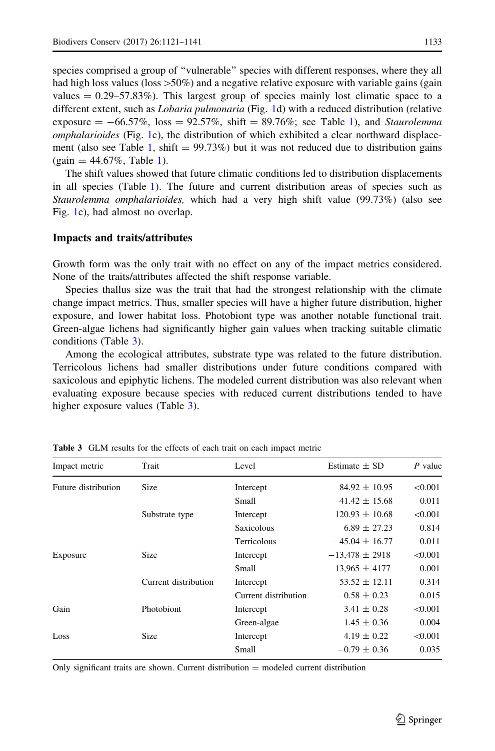species comprised a group of "vulnerable" species with different responses, where they all had high loss values (loss >50%) and a negative relative exposure with variable gains (gain values = 0.29–57.83%). This largest group of species mainly lost climatic space to a different extent, such as *Lobaria pulmonaria* (Fig. 1d) with a reduced distribution (relative exposure = −66.57%, loss = 92.57%, shift = 89.76%; see Table 1), and *Staurolemma omphalarioides* (Fig. 1c), the distribution of which exhibited a clear northward displacement (also see Table 1, shift = 99.73%) but it was not reduced due to distribution gains (gain = 44.67%, Table 1).

The shift values showed that future climatic conditions led to distribution displacements in all species (Table 1). The future and current distribution areas of species such as *Staurolemma omphalarioides,* which had a very high shift value (99.73%) (also see Fig. 1c), had almost no overlap.

### Impacts and traits/attributes

Growth form was the only trait with no effect on any of the impact metrics considered. None of the traits/attributes affected the shift response variable.

Species thallus size was the trait that had the strongest relationship with the climate change impact metrics. Thus, smaller species will have a higher future distribution, higher exposure, and lower habitat loss. Photobiont type was another notable functional trait. Green-algae lichens had significantly higher gain values when tracking suitable climatic conditions (Table 3).

Among the ecological attributes, substrate type was related to the future distribution. Terricolous lichens had smaller distributions under future conditions compared with saxicolous and epiphytic lichens. The modeled current distribution was also relevant when evaluating exposure because species with reduced current distributions tended to have higher exposure values (Table 3).

**Table 3** GLM results for the effects of each trait on each impact metric

| Impact metric | Trait | Level | Estimate ± SD | *P* value |
|---|---|---|---|---|
| Future distribution | Size | Intercept | 84.92 ± 10.95 | <0.001 |
| | | Small | 41.42 ± 15.68 | 0.011 |
| | Substrate type | Intercept | 120.93 ± 10.68 | <0.001 |
| | | Saxicolous | 6.89 ± 27.23 | 0.814 |
| | | Terricolous | −45.04 ± 16.77 | 0.011 |
| Exposure | Size | Intercept | −13,478 ± 2918 | <0.001 |
| | | Small | 13,965 ± 4177 | 0.001 |
| | Current distribution | Intercept | 53.52 ± 12.11 | 0.314 |
| | | Current distribution | −0.58 ± 0.23 | 0.015 |
| Gain | Photobiont | Intercept | 3.41 ± 0.28 | <0.001 |
| | | Green-algae | 1.45 ± 0.36 | 0.004 |
| Loss | Size | Intercept | 4.19 ± 0.22 | <0.001 |
| | | Small | −0.79 ± 0.36 | 0.035 |

Only significant traits are shown. Current distribution = modeled current distribution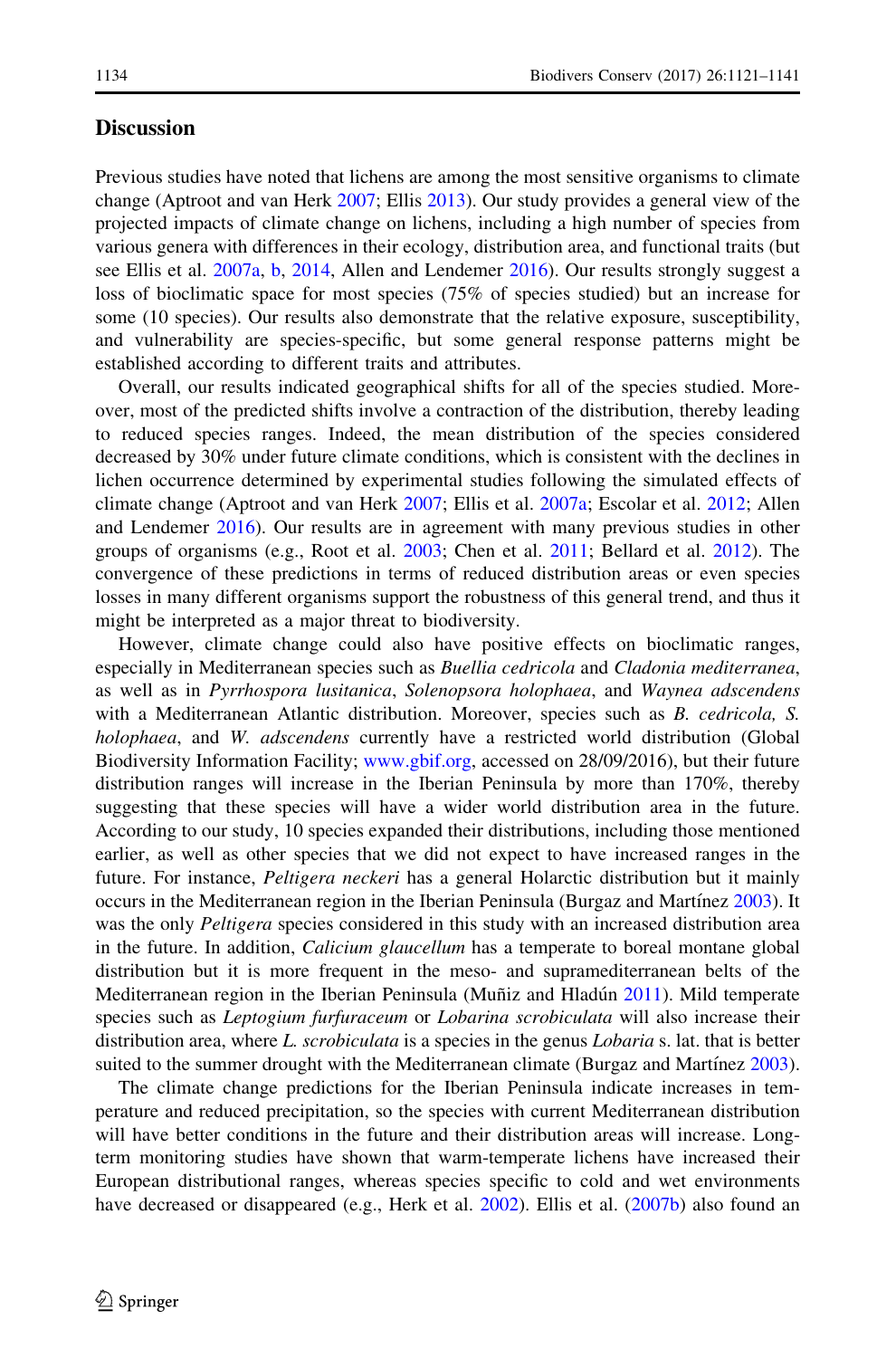## Discussion

Previous studies have noted that lichens are among the most sensitive organisms to climate change (Aptroot and van Herk 2007; Ellis 2013). Our study provides a general view of the projected impacts of climate change on lichens, including a high number of species from various genera with differences in their ecology, distribution area, and functional traits (but see Ellis et al. 2007a, b, 2014, Allen and Lendemer 2016). Our results strongly suggest a loss of bioclimatic space for most species (75% of species studied) but an increase for some (10 species). Our results also demonstrate that the relative exposure, susceptibility, and vulnerability are species-specific, but some general response patterns might be established according to different traits and attributes.

Overall, our results indicated geographical shifts for all of the species studied. Moreover, most of the predicted shifts involve a contraction of the distribution, thereby leading to reduced species ranges. Indeed, the mean distribution of the species considered decreased by 30% under future climate conditions, which is consistent with the declines in lichen occurrence determined by experimental studies following the simulated effects of climate change (Aptroot and van Herk 2007; Ellis et al. 2007a; Escolar et al. 2012; Allen and Lendemer 2016). Our results are in agreement with many previous studies in other groups of organisms (e.g., Root et al. 2003; Chen et al. 2011; Bellard et al. 2012). The convergence of these predictions in terms of reduced distribution areas or even species losses in many different organisms support the robustness of this general trend, and thus it might be interpreted as a major threat to biodiversity.

However, climate change could also have positive effects on bioclimatic ranges, especially in Mediterranean species such as *Buellia cedricola* and *Cladonia mediterranea*, as well as in *Pyrrhospora lusitanica*, *Solenopsora holophaea*, and *Waynea adscendens* with a Mediterranean Atlantic distribution. Moreover, species such as *B. cedricola, S. holophaea*, and *W. adscendens* currently have a restricted world distribution (Global Biodiversity Information Facility; www.gbif.org, accessed on 28/09/2016), but their future distribution ranges will increase in the Iberian Peninsula by more than 170%, thereby suggesting that these species will have a wider world distribution area in the future. According to our study, 10 species expanded their distributions, including those mentioned earlier, as well as other species that we did not expect to have increased ranges in the future. For instance, *Peltigera neckeri* has a general Holarctic distribution but it mainly occurs in the Mediterranean region in the Iberian Peninsula (Burgaz and Martínez 2003). It was the only *Peltigera* species considered in this study with an increased distribution area in the future. In addition, *Calicium glaucellum* has a temperate to boreal montane global distribution but it is more frequent in the meso- and supramediterranean belts of the Mediterranean region in the Iberian Peninsula (Muñiz and Hladún 2011). Mild temperate species such as *Leptogium furfuraceum* or *Lobarina scrobiculata* will also increase their distribution area, where *L. scrobiculata* is a species in the genus *Lobaria* s. lat. that is better suited to the summer drought with the Mediterranean climate (Burgaz and Martínez 2003).

The climate change predictions for the Iberian Peninsula indicate increases in temperature and reduced precipitation, so the species with current Mediterranean distribution will have better conditions in the future and their distribution areas will increase. Long-term monitoring studies have shown that warm-temperate lichens have increased their European distributional ranges, whereas species specific to cold and wet environments have decreased or disappeared (e.g., Herk et al. 2002). Ellis et al. (2007b) also found an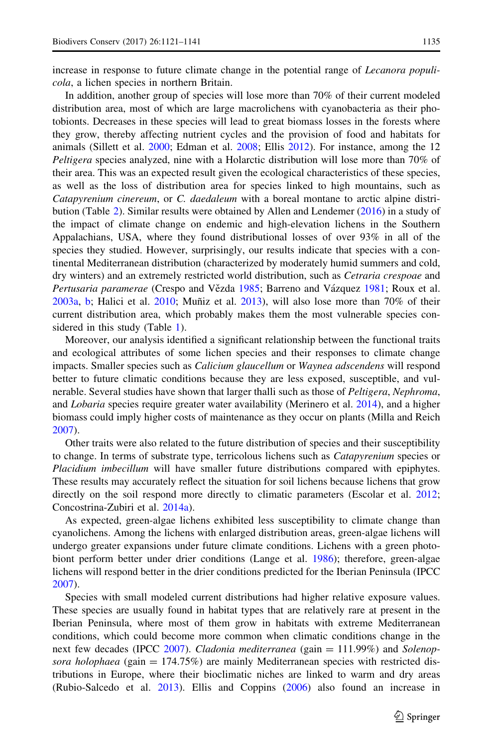increase in response to future climate change in the potential range of *Lecanora populicola*, a lichen species in northern Britain.

In addition, another group of species will lose more than 70% of their current modeled distribution area, most of which are large macrolichens with cyanobacteria as their photobionts. Decreases in these species will lead to great biomass losses in the forests where they grow, thereby affecting nutrient cycles and the provision of food and habitats for animals (Sillett et al. 2000; Edman et al. 2008; Ellis 2012). For instance, among the 12 *Peltigera* species analyzed, nine with a Holarctic distribution will lose more than 70% of their area. This was an expected result given the ecological characteristics of these species, as well as the loss of distribution area for species linked to high mountains, such as *Catapyrenium cinereum*, or *C. daedaleum* with a boreal montane to arctic alpine distribution (Table 2). Similar results were obtained by Allen and Lendemer (2016) in a study of the impact of climate change on endemic and high-elevation lichens in the Southern Appalachians, USA, where they found distributional losses of over 93% in all of the species they studied. However, surprisingly, our results indicate that species with a continental Mediterranean distribution (characterized by moderately humid summers and cold, dry winters) and an extremely restricted world distribution, such as *Cetraria crespoae* and *Pertusaria paramerae* (Crespo and Vězda 1985; Barreno and Vázquez 1981; Roux et al. 2003a, b; Halici et al. 2010; Muñiz et al. 2013), will also lose more than 70% of their current distribution area, which probably makes them the most vulnerable species considered in this study (Table 1).

Moreover, our analysis identified a significant relationship between the functional traits and ecological attributes of some lichen species and their responses to climate change impacts. Smaller species such as *Calicium glaucellum* or *Waynea adscendens* will respond better to future climatic conditions because they are less exposed, susceptible, and vulnerable. Several studies have shown that larger thalli such as those of *Peltigera*, *Nephroma*, and *Lobaria* species require greater water availability (Merinero et al. 2014), and a higher biomass could imply higher costs of maintenance as they occur on plants (Milla and Reich 2007).

Other traits were also related to the future distribution of species and their susceptibility to change. In terms of substrate type, terricolous lichens such as *Catapyrenium* species or *Placidium imbecillum* will have smaller future distributions compared with epiphytes. These results may accurately reflect the situation for soil lichens because lichens that grow directly on the soil respond more directly to climatic parameters (Escolar et al. 2012; Concostrina-Zubiri et al. 2014a).

As expected, green-algae lichens exhibited less susceptibility to climate change than cyanolichens. Among the lichens with enlarged distribution areas, green-algae lichens will undergo greater expansions under future climate conditions. Lichens with a green photobiont perform better under drier conditions (Lange et al. 1986); therefore, green-algae lichens will respond better in the drier conditions predicted for the Iberian Peninsula (IPCC 2007).

Species with small modeled current distributions had higher relative exposure values. These species are usually found in habitat types that are relatively rare at present in the Iberian Peninsula, where most of them grow in habitats with extreme Mediterranean conditions, which could become more common when climatic conditions change in the next few decades (IPCC 2007). *Cladonia mediterranea* (gain = 111.99%) and *Solenopsora holophaea* (gain = 174.75%) are mainly Mediterranean species with restricted distributions in Europe, where their bioclimatic niches are linked to warm and dry areas (Rubio-Salcedo et al. 2013). Ellis and Coppins (2006) also found an increase in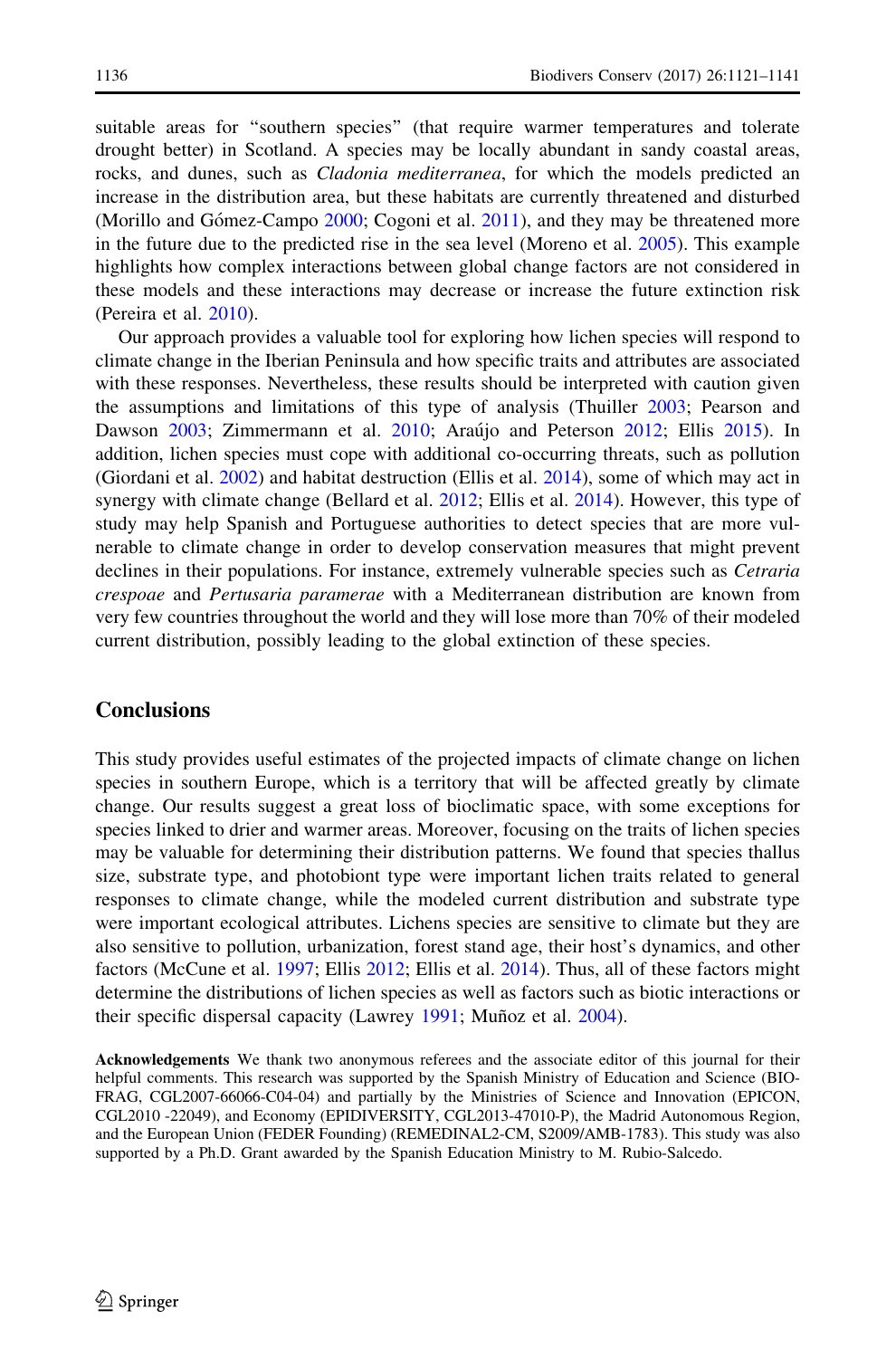suitable areas for "southern species" (that require warmer temperatures and tolerate drought better) in Scotland. A species may be locally abundant in sandy coastal areas, rocks, and dunes, such as *Cladonia mediterranea*, for which the models predicted an increase in the distribution area, but these habitats are currently threatened and disturbed (Morillo and Gómez-Campo 2000; Cogoni et al. 2011), and they may be threatened more in the future due to the predicted rise in the sea level (Moreno et al. 2005). This example highlights how complex interactions between global change factors are not considered in these models and these interactions may decrease or increase the future extinction risk (Pereira et al. 2010).

Our approach provides a valuable tool for exploring how lichen species will respond to climate change in the Iberian Peninsula and how specific traits and attributes are associated with these responses. Nevertheless, these results should be interpreted with caution given the assumptions and limitations of this type of analysis (Thuiller 2003; Pearson and Dawson 2003; Zimmermann et al. 2010; Araújo and Peterson 2012; Ellis 2015). In addition, lichen species must cope with additional co-occurring threats, such as pollution (Giordani et al. 2002) and habitat destruction (Ellis et al. 2014), some of which may act in synergy with climate change (Bellard et al. 2012; Ellis et al. 2014). However, this type of study may help Spanish and Portuguese authorities to detect species that are more vulnerable to climate change in order to develop conservation measures that might prevent declines in their populations. For instance, extremely vulnerable species such as *Cetraria crespoae* and *Pertusaria paramerae* with a Mediterranean distribution are known from very few countries throughout the world and they will lose more than 70% of their modeled current distribution, possibly leading to the global extinction of these species.

## Conclusions

This study provides useful estimates of the projected impacts of climate change on lichen species in southern Europe, which is a territory that will be affected greatly by climate change. Our results suggest a great loss of bioclimatic space, with some exceptions for species linked to drier and warmer areas. Moreover, focusing on the traits of lichen species may be valuable for determining their distribution patterns. We found that species thallus size, substrate type, and photobiont type were important lichen traits related to general responses to climate change, while the modeled current distribution and substrate type were important ecological attributes. Lichens species are sensitive to climate but they are also sensitive to pollution, urbanization, forest stand age, their host's dynamics, and other factors (McCune et al. 1997; Ellis 2012; Ellis et al. 2014). Thus, all of these factors might determine the distributions of lichen species as well as factors such as biotic interactions or their specific dispersal capacity (Lawrey 1991; Muñoz et al. 2004).

**Acknowledgements** We thank two anonymous referees and the associate editor of this journal for their helpful comments. This research was supported by the Spanish Ministry of Education and Science (BIOFRAG, CGL2007-66066-C04-04) and partially by the Ministries of Science and Innovation (EPICON, CGL2010 -22049), and Economy (EPIDIVERSITY, CGL2013-47010-P), the Madrid Autonomous Region, and the European Union (FEDER Founding) (REMEDINAL2-CM, S2009/AMB-1783). This study was also supported by a Ph.D. Grant awarded by the Spanish Education Ministry to M. Rubio-Salcedo.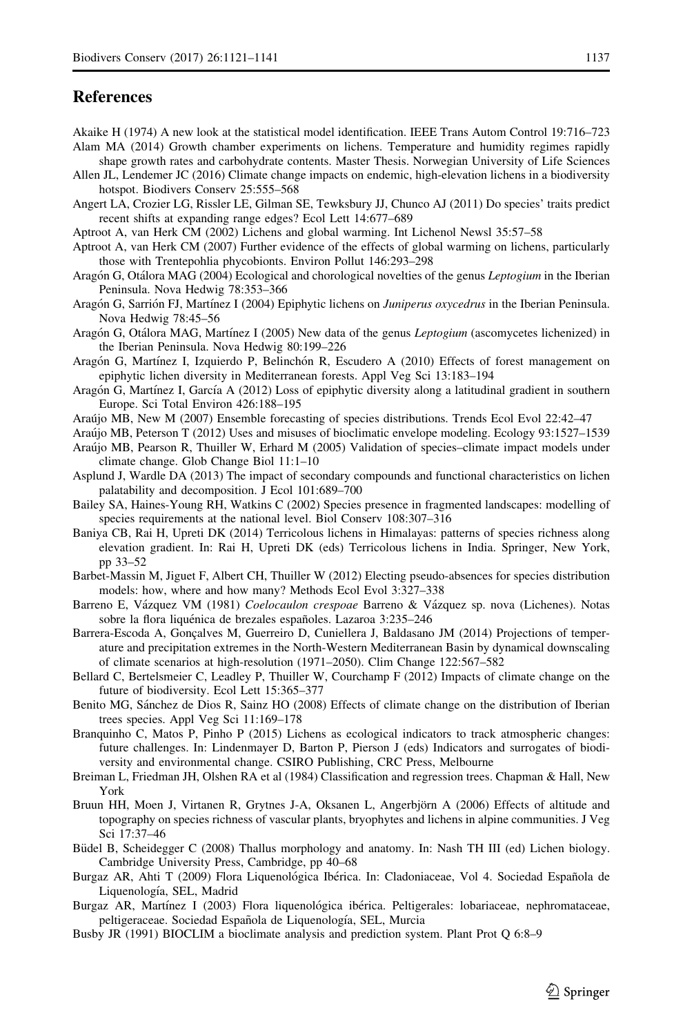## References

Akaike H (1974) A new look at the statistical model identification. IEEE Trans Autom Control 19:716–723

Alam MA (2014) Growth chamber experiments on lichens. Temperature and humidity regimes rapidly shape growth rates and carbohydrate contents. Master Thesis. Norwegian University of Life Sciences

Allen JL, Lendemer JC (2016) Climate change impacts on endemic, high-elevation lichens in a biodiversity hotspot. Biodivers Conserv 25:555–568

Angert LA, Crozier LG, Rissler LE, Gilman SE, Tewksbury JJ, Chunco AJ (2011) Do species' traits predict recent shifts at expanding range edges? Ecol Lett 14:677–689

Aptroot A, van Herk CM (2002) Lichens and global warming. Int Lichenol Newsl 35:57–58

Aptroot A, van Herk CM (2007) Further evidence of the effects of global warming on lichens, particularly those with Trentepohlia phycobionts. Environ Pollut 146:293–298

Aragón G, Otálora MAG (2004) Ecological and chorological novelties of the genus *Leptogium* in the Iberian Peninsula. Nova Hedwig 78:353–366

Aragón G, Sarrión FJ, Martínez I (2004) Epiphytic lichens on *Juniperus oxycedrus* in the Iberian Peninsula. Nova Hedwig 78:45–56

Aragón G, Otálora MAG, Martínez I (2005) New data of the genus *Leptogium* (ascomycetes lichenized) in the Iberian Peninsula. Nova Hedwig 80:199–226

Aragón G, Martínez I, Izquierdo P, Belinchón R, Escudero A (2010) Effects of forest management on epiphytic lichen diversity in Mediterranean forests. Appl Veg Sci 13:183–194

Aragón G, Martínez I, García A (2012) Loss of epiphytic diversity along a latitudinal gradient in southern Europe. Sci Total Environ 426:188–195

Araújo MB, New M (2007) Ensemble forecasting of species distributions. Trends Ecol Evol 22:42–47

Araújo MB, Peterson T (2012) Uses and misuses of bioclimatic envelope modeling. Ecology 93:1527–1539

Araújo MB, Pearson R, Thuiller W, Erhard M (2005) Validation of species–climate impact models under climate change. Glob Change Biol 11:1–10

Asplund J, Wardle DA (2013) The impact of secondary compounds and functional characteristics on lichen palatability and decomposition. J Ecol 101:689–700

Bailey SA, Haines-Young RH, Watkins C (2002) Species presence in fragmented landscapes: modelling of species requirements at the national level. Biol Conserv 108:307–316

Baniya CB, Rai H, Upreti DK (2014) Terricolous lichens in Himalayas: patterns of species richness along elevation gradient. In: Rai H, Upreti DK (eds) Terricolous lichens in India. Springer, New York, pp 33–52

Barbet-Massin M, Jiguet F, Albert CH, Thuiller W (2012) Electing pseudo-absences for species distribution models: how, where and how many? Methods Ecol Evol 3:327–338

Barreno E, Vázquez VM (1981) *Coelocaulon crespoae* Barreno & Vázquez sp. nova (Lichenes). Notas sobre la flora liquénica de brezales españoles. Lazaroa 3:235–246

Barrera-Escoda A, Gonçalves M, Guerreiro D, Cuniellera J, Baldasano JM (2014) Projections of temperature and precipitation extremes in the North-Western Mediterranean Basin by dynamical downscaling of climate scenarios at high-resolution (1971–2050). Clim Change 122:567–582

Bellard C, Bertelsmeier C, Leadley P, Thuiller W, Courchamp F (2012) Impacts of climate change on the future of biodiversity. Ecol Lett 15:365–377

Benito MG, Sánchez de Dios R, Sainz HO (2008) Effects of climate change on the distribution of Iberian trees species. Appl Veg Sci 11:169–178

Branquinho C, Matos P, Pinho P (2015) Lichens as ecological indicators to track atmospheric changes: future challenges. In: Lindenmayer D, Barton P, Pierson J (eds) Indicators and surrogates of biodiversity and environmental change. CSIRO Publishing, CRC Press, Melbourne

Breiman L, Friedman JH, Olshen RA et al (1984) Classification and regression trees. Chapman & Hall, New York

Bruun HH, Moen J, Virtanen R, Grytnes J-A, Oksanen L, Angerbjörn A (2006) Effects of altitude and topography on species richness of vascular plants, bryophytes and lichens in alpine communities. J Veg Sci 17:37–46

Büdel B, Scheidegger C (2008) Thallus morphology and anatomy. In: Nash TH III (ed) Lichen biology. Cambridge University Press, Cambridge, pp 40–68

Burgaz AR, Ahti T (2009) Flora Liquenológica Ibérica. In: Cladoniaceae, Vol 4. Sociedad Española de Liquenología, SEL, Madrid

Burgaz AR, Martínez I (2003) Flora liquenológica ibérica. Peltigerales: lobariaceae, nephromataceae, peltigeraceae. Sociedad Española de Liquenología, SEL, Murcia

Busby JR (1991) BIOCLIM a bioclimate analysis and prediction system. Plant Prot Q 6:8–9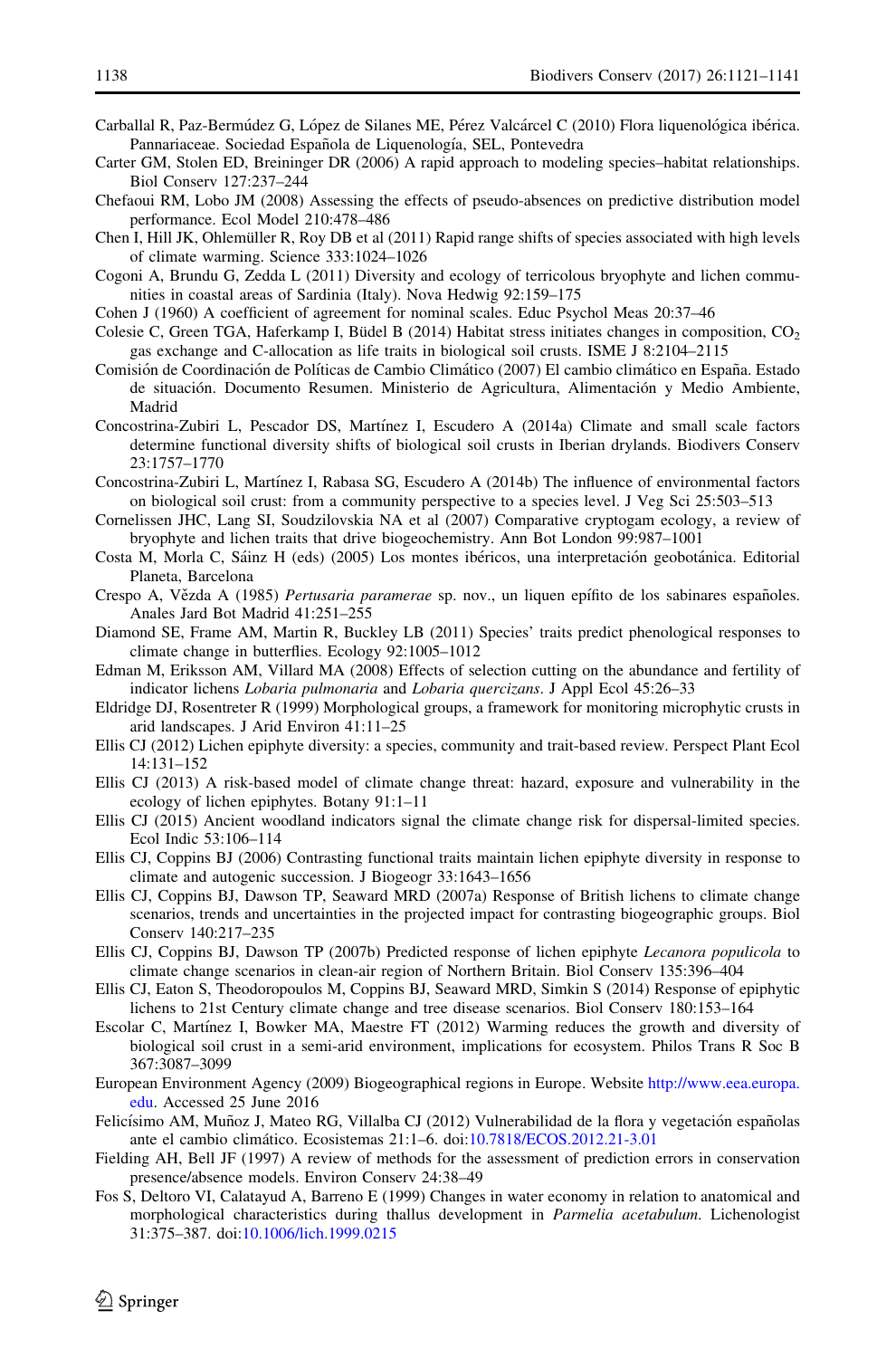Carballal R, Paz-Bermúdez G, López de Silanes ME, Pérez Valcárcel C (2010) Flora liquenológica ibérica. Pannariaceae. Sociedad Española de Liquenología, SEL, Pontevedra

Carter GM, Stolen ED, Breininger DR (2006) A rapid approach to modeling species–habitat relationships. Biol Conserv 127:237–244

Chefaoui RM, Lobo JM (2008) Assessing the effects of pseudo-absences on predictive distribution model performance. Ecol Model 210:478–486

Chen I, Hill JK, Ohlemüller R, Roy DB et al (2011) Rapid range shifts of species associated with high levels of climate warming. Science 333:1024–1026

Cogoni A, Brundu G, Zedda L (2011) Diversity and ecology of terricolous bryophyte and lichen communities in coastal areas of Sardinia (Italy). Nova Hedwig 92:159–175

Cohen J (1960) A coefficient of agreement for nominal scales. Educ Psychol Meas 20:37–46

Colesie C, Green TGA, Haferkamp I, Büdel B (2014) Habitat stress initiates changes in composition, $CO_2$ gas exchange and C-allocation as life traits in biological soil crusts. ISME J 8:2104–2115

Comisión de Coordinación de Políticas de Cambio Climático (2007) El cambio climático en España. Estado de situación. Documento Resumen. Ministerio de Agricultura, Alimentación y Medio Ambiente, Madrid

Concostrina-Zubiri L, Pescador DS, Martínez I, Escudero A (2014a) Climate and small scale factors determine functional diversity shifts of biological soil crusts in Iberian drylands. Biodivers Conserv 23:1757–1770

Concostrina-Zubiri L, Martínez I, Rabasa SG, Escudero A (2014b) The influence of environmental factors on biological soil crust: from a community perspective to a species level. J Veg Sci 25:503–513

Cornelissen JHC, Lang SI, Soudzilovskia NA et al (2007) Comparative cryptogam ecology, a review of bryophyte and lichen traits that drive biogeochemistry. Ann Bot London 99:987–1001

Costa M, Morla C, Sáinz H (eds) (2005) Los montes ibéricos, una interpretación geobotánica. Editorial Planeta, Barcelona

Crespo A, Vězda A (1985) *Pertusaria paramerae* sp. nov., un liquen epífito de los sabinares españoles. Anales Jard Bot Madrid 41:251–255

Diamond SE, Frame AM, Martin R, Buckley LB (2011) Species' traits predict phenological responses to climate change in butterflies. Ecology 92:1005–1012

Edman M, Eriksson AM, Villard MA (2008) Effects of selection cutting on the abundance and fertility of indicator lichens *Lobaria pulmonaria* and *Lobaria quercizans*. J Appl Ecol 45:26–33

Eldridge DJ, Rosentreter R (1999) Morphological groups, a framework for monitoring microphytic crusts in arid landscapes. J Arid Environ 41:11–25

Ellis CJ (2012) Lichen epiphyte diversity: a species, community and trait-based review. Perspect Plant Ecol 14:131–152

Ellis CJ (2013) A risk-based model of climate change threat: hazard, exposure and vulnerability in the ecology of lichen epiphytes. Botany 91:1–11

Ellis CJ (2015) Ancient woodland indicators signal the climate change risk for dispersal-limited species. Ecol Indic 53:106–114

Ellis CJ, Coppins BJ (2006) Contrasting functional traits maintain lichen epiphyte diversity in response to climate and autogenic succession. J Biogeogr 33:1643–1656

Ellis CJ, Coppins BJ, Dawson TP, Seaward MRD (2007a) Response of British lichens to climate change scenarios, trends and uncertainties in the projected impact for contrasting biogeographic groups. Biol Conserv 140:217–235

Ellis CJ, Coppins BJ, Dawson TP (2007b) Predicted response of lichen epiphyte *Lecanora populicola* to climate change scenarios in clean-air region of Northern Britain. Biol Conserv 135:396–404

Ellis CJ, Eaton S, Theodoropoulos M, Coppins BJ, Seaward MRD, Simkin S (2014) Response of epiphytic lichens to 21st Century climate change and tree disease scenarios. Biol Conserv 180:153–164

Escolar C, Martínez I, Bowker MA, Maestre FT (2012) Warming reduces the growth and diversity of biological soil crust in a semi-arid environment, implications for ecosystem. Philos Trans R Soc B 367:3087–3099

European Environment Agency (2009) Biogeographical regions in Europe. Website http://www.eea.europa.edu. Accessed 25 June 2016

Felicísimo AM, Muñoz J, Mateo RG, Villalba CJ (2012) Vulnerabilidad de la flora y vegetación españolas ante el cambio climático. Ecosistemas 21:1–6. doi:10.7818/ECOS.2012.21-3.01

Fielding AH, Bell JF (1997) A review of methods for the assessment of prediction errors in conservation presence/absence models. Environ Conserv 24:38–49

Fos S, Deltoro VI, Calatayud A, Barreno E (1999) Changes in water economy in relation to anatomical and morphological characteristics during thallus development in *Parmelia acetabulum*. Lichenologist 31:375–387. doi:10.1006/lich.1999.0215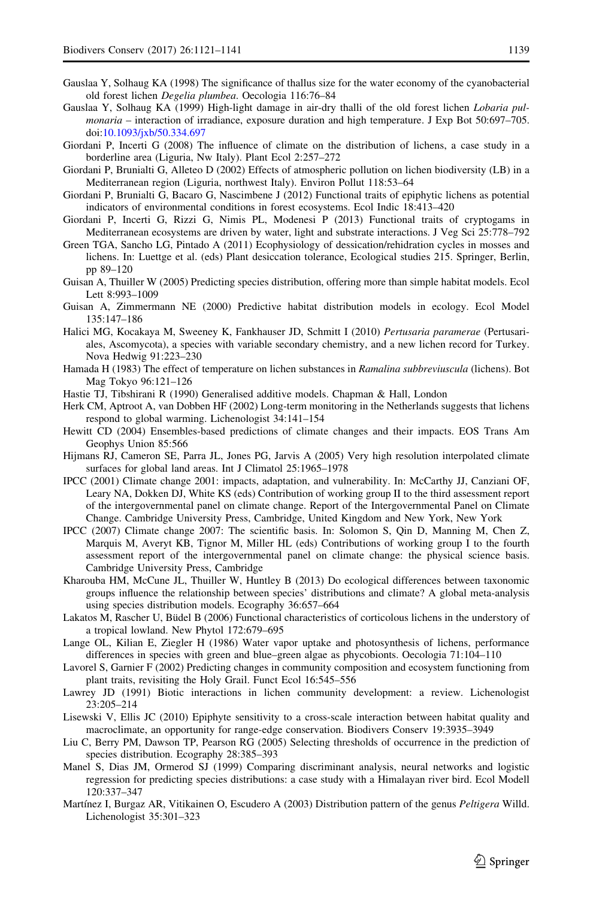Gauslaa Y, Solhaug KA (1998) The significance of thallus size for the water economy of the cyanobacterial old forest lichen *Degelia plumbea*. Oecologia 116:76–84

Gauslaa Y, Solhaug KA (1999) High-light damage in air-dry thalli of the old forest lichen *Lobaria pulmonaria* – interaction of irradiance, exposure duration and high temperature. J Exp Bot 50:697–705. doi:10.1093/jxb/50.334.697

Giordani P, Incerti G (2008) The influence of climate on the distribution of lichens, a case study in a borderline area (Liguria, Nw Italy). Plant Ecol 2:257–272

Giordani P, Brunialti G, Alleteo D (2002) Effects of atmospheric pollution on lichen biodiversity (LB) in a Mediterranean region (Liguria, northwest Italy). Environ Pollut 118:53–64

Giordani P, Brunialti G, Bacaro G, Nascimbene J (2012) Functional traits of epiphytic lichens as potential indicators of environmental conditions in forest ecosystems. Ecol Indic 18:413–420

Giordani P, Incerti G, Rizzi G, Nimis PL, Modenesi P (2013) Functional traits of cryptogams in Mediterranean ecosystems are driven by water, light and substrate interactions. J Veg Sci 25:778–792

Green TGA, Sancho LG, Pintado A (2011) Ecophysiology of dessication/rehidration cycles in mosses and lichens. In: Luettge et al. (eds) Plant desiccation tolerance, Ecological studies 215. Springer, Berlin, pp 89–120

Guisan A, Thuiller W (2005) Predicting species distribution, offering more than simple habitat models. Ecol Lett 8:993–1009

Guisan A, Zimmermann NE (2000) Predictive habitat distribution models in ecology. Ecol Model 135:147–186

Halici MG, Kocakaya M, Sweeney K, Fankhauser JD, Schmitt I (2010) *Pertusaria paramerae* (Pertusariales, Ascomycota), a species with variable secondary chemistry, and a new lichen record for Turkey. Nova Hedwig 91:223–230

Hamada H (1983) The effect of temperature on lichen substances in *Ramalina subbreviuscula* (lichens). Bot Mag Tokyo 96:121–126

Hastie TJ, Tibshirani R (1990) Generalised additive models. Chapman & Hall, London

Herk CM, Aptroot A, van Dobben HF (2002) Long-term monitoring in the Netherlands suggests that lichens respond to global warming. Lichenologist 34:141–154

Hewitt CD (2004) Ensembles-based predictions of climate changes and their impacts. EOS Trans Am Geophys Union 85:566

Hijmans RJ, Cameron SE, Parra JL, Jones PG, Jarvis A (2005) Very high resolution interpolated climate surfaces for global land areas. Int J Climatol 25:1965–1978

IPCC (2001) Climate change 2001: impacts, adaptation, and vulnerability. In: McCarthy JJ, Canziani OF, Leary NA, Dokken DJ, White KS (eds) Contribution of working group II to the third assessment report of the intergovernmental panel on climate change. Report of the Intergovernmental Panel on Climate Change. Cambridge University Press, Cambridge, United Kingdom and New York, New York

IPCC (2007) Climate change 2007: The scientific basis. In: Solomon S, Qin D, Manning M, Chen Z, Marquis M, Averyt KB, Tignor M, Miller HL (eds) Contributions of working group I to the fourth assessment report of the intergovernmental panel on climate change: the physical science basis. Cambridge University Press, Cambridge

Kharouba HM, McCune JL, Thuiller W, Huntley B (2013) Do ecological differences between taxonomic groups influence the relationship between species' distributions and climate? A global meta-analysis using species distribution models. Ecography 36:657–664

Lakatos M, Rascher U, Büdel B (2006) Functional characteristics of corticolous lichens in the understory of a tropical lowland. New Phytol 172:679–695

Lange OL, Kilian E, Ziegler H (1986) Water vapor uptake and photosynthesis of lichens, performance differences in species with green and blue–green algae as phycobionts. Oecologia 71:104–110

Lavorel S, Garnier F (2002) Predicting changes in community composition and ecosystem functioning from plant traits, revisiting the Holy Grail. Funct Ecol 16:545–556

Lawrey JD (1991) Biotic interactions in lichen community development: a review. Lichenologist 23:205–214

Lisewski V, Ellis JC (2010) Epiphyte sensitivity to a cross-scale interaction between habitat quality and macroclimate, an opportunity for range-edge conservation. Biodivers Conserv 19:3935–3949

Liu C, Berry PM, Dawson TP, Pearson RG (2005) Selecting thresholds of occurrence in the prediction of species distribution. Ecography 28:385–393

Manel S, Dias JM, Ormerod SJ (1999) Comparing discriminant analysis, neural networks and logistic regression for predicting species distributions: a case study with a Himalayan river bird. Ecol Modell 120:337–347

Martínez I, Burgaz AR, Vitikainen O, Escudero A (2003) Distribution pattern of the genus *Peltigera* Willd. Lichenologist 35:301–323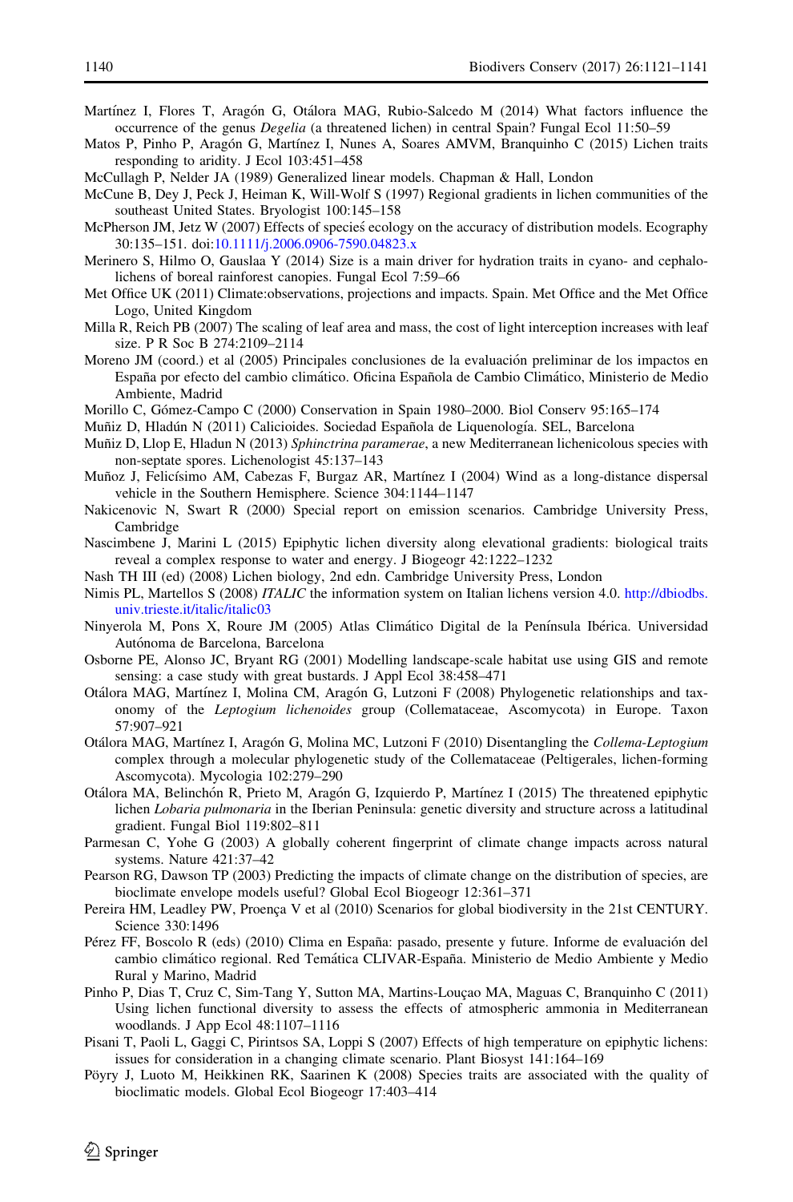Martínez I, Flores T, Aragón G, Otálora MAG, Rubio-Salcedo M (2014) What factors influence the occurrence of the genus *Degelia* (a threatened lichen) in central Spain? Fungal Ecol 11:50–59

Matos P, Pinho P, Aragón G, Martínez I, Nunes A, Soares AMVM, Branquinho C (2015) Lichen traits responding to aridity. J Ecol 103:451–458

McCullagh P, Nelder JA (1989) Generalized linear models. Chapman & Hall, London

McCune B, Dey J, Peck J, Heiman K, Will-Wolf S (1997) Regional gradients in lichen communities of the southeast United States. Bryologist 100:145–158

McPherson JM, Jetz W (2007) Effects of specieś ecology on the accuracy of distribution models. Ecography 30:135–151. doi:10.1111/j.2006.0906-7590.04823.x

Merinero S, Hilmo O, Gauslaa Y (2014) Size is a main driver for hydration traits in cyano- and cephalolichens of boreal rainforest canopies. Fungal Ecol 7:59–66

Met Office UK (2011) Climate:observations, projections and impacts. Spain. Met Office and the Met Office Logo, United Kingdom

Milla R, Reich PB (2007) The scaling of leaf area and mass, the cost of light interception increases with leaf size. P R Soc B 274:2109–2114

Moreno JM (coord.) et al (2005) Principales conclusiones de la evaluación preliminar de los impactos en España por efecto del cambio climático. Oficina Española de Cambio Climático, Ministerio de Medio Ambiente, Madrid

Morillo C, Gómez-Campo C (2000) Conservation in Spain 1980–2000. Biol Conserv 95:165–174

Muñiz D, Hladún N (2011) Calicioides. Sociedad Española de Liquenología. SEL, Barcelona

Muñiz D, Llop E, Hladun N (2013) *Sphinctrina paramerae*, a new Mediterranean lichenicolous species with non-septate spores. Lichenologist 45:137–143

Muñoz J, Felicísimo AM, Cabezas F, Burgaz AR, Martínez I (2004) Wind as a long-distance dispersal vehicle in the Southern Hemisphere. Science 304:1144–1147

Nakicenovic N, Swart R (2000) Special report on emission scenarios. Cambridge University Press, Cambridge

Nascimbene J, Marini L (2015) Epiphytic lichen diversity along elevational gradients: biological traits reveal a complex response to water and energy. J Biogeogr 42:1222–1232

Nash TH III (ed) (2008) Lichen biology, 2nd edn. Cambridge University Press, London

Nimis PL, Martellos S (2008) *ITALIC* the information system on Italian lichens version 4.0. http://dbiodbs.univ.trieste.it/italic/italic03

Ninyerola M, Pons X, Roure JM (2005) Atlas Climático Digital de la Península Ibérica. Universidad Autónoma de Barcelona, Barcelona

Osborne PE, Alonso JC, Bryant RG (2001) Modelling landscape-scale habitat use using GIS and remote sensing: a case study with great bustards. J Appl Ecol 38:458–471

Otálora MAG, Martínez I, Molina CM, Aragón G, Lutzoni F (2008) Phylogenetic relationships and taxonomy of the *Leptogium lichenoides* group (Collemataceae, Ascomycota) in Europe. Taxon 57:907–921

Otálora MAG, Martínez I, Aragón G, Molina MC, Lutzoni F (2010) Disentangling the *Collema-Leptogium* complex through a molecular phylogenetic study of the Collemataceae (Peltigerales, lichen-forming Ascomycota). Mycologia 102:279–290

Otálora MA, Belinchón R, Prieto M, Aragón G, Izquierdo P, Martínez I (2015) The threatened epiphytic lichen *Lobaria pulmonaria* in the Iberian Peninsula: genetic diversity and structure across a latitudinal gradient. Fungal Biol 119:802–811

Parmesan C, Yohe G (2003) A globally coherent fingerprint of climate change impacts across natural systems. Nature 421:37–42

Pearson RG, Dawson TP (2003) Predicting the impacts of climate change on the distribution of species, are bioclimate envelope models useful? Global Ecol Biogeogr 12:361–371

Pereira HM, Leadley PW, Proença V et al (2010) Scenarios for global biodiversity in the 21st CENTURY. Science 330:1496

Pérez FF, Boscolo R (eds) (2010) Clima en España: pasado, presente y future. Informe de evaluación del cambio climático regional. Red Temática CLIVAR-España. Ministerio de Medio Ambiente y Medio Rural y Marino, Madrid

Pinho P, Dias T, Cruz C, Sim-Tang Y, Sutton MA, Martins-Louçao MA, Maguas C, Branquinho C (2011) Using lichen functional diversity to assess the effects of atmospheric ammonia in Mediterranean woodlands. J App Ecol 48:1107–1116

Pisani T, Paoli L, Gaggi C, Pirintsos SA, Loppi S (2007) Effects of high temperature on epiphytic lichens: issues for consideration in a changing climate scenario. Plant Biosyst 141:164–169

Pöyry J, Luoto M, Heikkinen RK, Saarinen K (2008) Species traits are associated with the quality of bioclimatic models. Global Ecol Biogeogr 17:403–414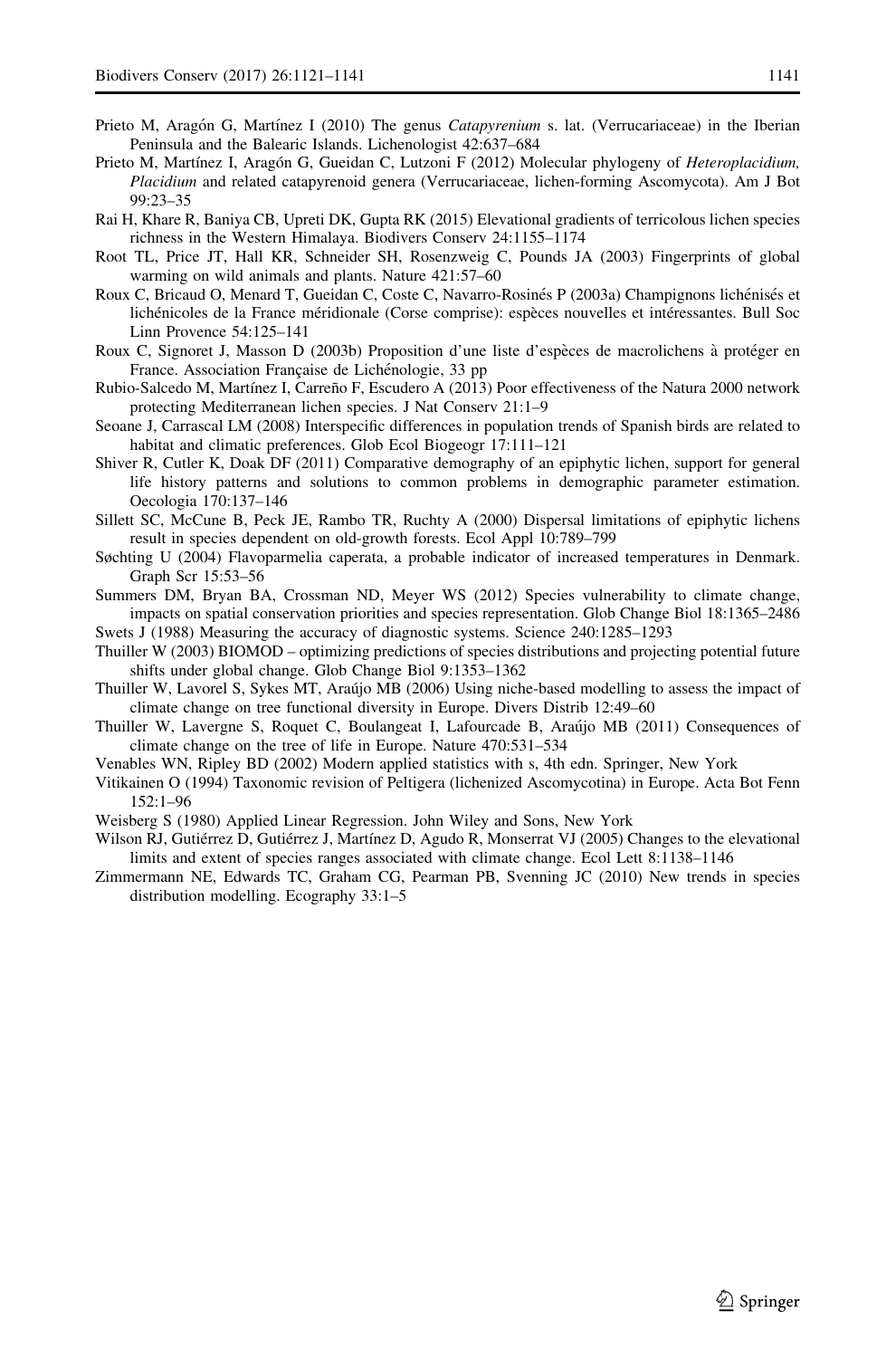Prieto M, Aragón G, Martínez I (2010) The genus *Catapyrenium* s. lat. (Verrucariaceae) in the Iberian Peninsula and the Balearic Islands. Lichenologist 42:637–684

Prieto M, Martínez I, Aragón G, Gueidan C, Lutzoni F (2012) Molecular phylogeny of *Heteroplacidium, Placidium* and related catapyrenoid genera (Verrucariaceae, lichen-forming Ascomycota). Am J Bot 99:23–35

Rai H, Khare R, Baniya CB, Upreti DK, Gupta RK (2015) Elevational gradients of terricolous lichen species richness in the Western Himalaya. Biodivers Conserv 24:1155–1174

Root TL, Price JT, Hall KR, Schneider SH, Rosenzweig C, Pounds JA (2003) Fingerprints of global warming on wild animals and plants. Nature 421:57–60

Roux C, Bricaud O, Menard T, Gueidan C, Coste C, Navarro-Rosinés P (2003a) Champignons lichénisés et lichénicoles de la France méridionale (Corse comprise): espèces nouvelles et intéressantes. Bull Soc Linn Provence 54:125–141

Roux C, Signoret J, Masson D (2003b) Proposition d'une liste d'espèces de macrolichens à protéger en France. Association Française de Lichénologie, 33 pp

Rubio-Salcedo M, Martínez I, Carreño F, Escudero A (2013) Poor effectiveness of the Natura 2000 network protecting Mediterranean lichen species. J Nat Conserv 21:1–9

Seoane J, Carrascal LM (2008) Interspecific differences in population trends of Spanish birds are related to habitat and climatic preferences. Glob Ecol Biogeogr 17:111–121

Shiver R, Cutler K, Doak DF (2011) Comparative demography of an epiphytic lichen, support for general life history patterns and solutions to common problems in demographic parameter estimation. Oecologia 170:137–146

Sillett SC, McCune B, Peck JE, Rambo TR, Ruchty A (2000) Dispersal limitations of epiphytic lichens result in species dependent on old-growth forests. Ecol Appl 10:789–799

Søchting U (2004) Flavoparmelia caperata, a probable indicator of increased temperatures in Denmark. Graph Scr 15:53–56

Summers DM, Bryan BA, Crossman ND, Meyer WS (2012) Species vulnerability to climate change, impacts on spatial conservation priorities and species representation. Glob Change Biol 18:1365–2486

Swets J (1988) Measuring the accuracy of diagnostic systems. Science 240:1285–1293

Thuiller W (2003) BIOMOD – optimizing predictions of species distributions and projecting potential future shifts under global change. Glob Change Biol 9:1353–1362

Thuiller W, Lavorel S, Sykes MT, Araújo MB (2006) Using niche-based modelling to assess the impact of climate change on tree functional diversity in Europe. Divers Distrib 12:49–60

Thuiller W, Lavergne S, Roquet C, Boulangeat I, Lafourcade B, Araújo MB (2011) Consequences of climate change on the tree of life in Europe. Nature 470:531–534

Venables WN, Ripley BD (2002) Modern applied statistics with s, 4th edn. Springer, New York

Vitikainen O (1994) Taxonomic revision of Peltigera (lichenized Ascomycotina) in Europe. Acta Bot Fenn 152:1–96

Weisberg S (1980) Applied Linear Regression. John Wiley and Sons, New York

Wilson RJ, Gutiérrez D, Gutiérrez J, Martínez D, Agudo R, Monserrat VJ (2005) Changes to the elevational limits and extent of species ranges associated with climate change. Ecol Lett 8:1138–1146

Zimmermann NE, Edwards TC, Graham CG, Pearman PB, Svenning JC (2010) New trends in species distribution modelling. Ecography 33:1–5